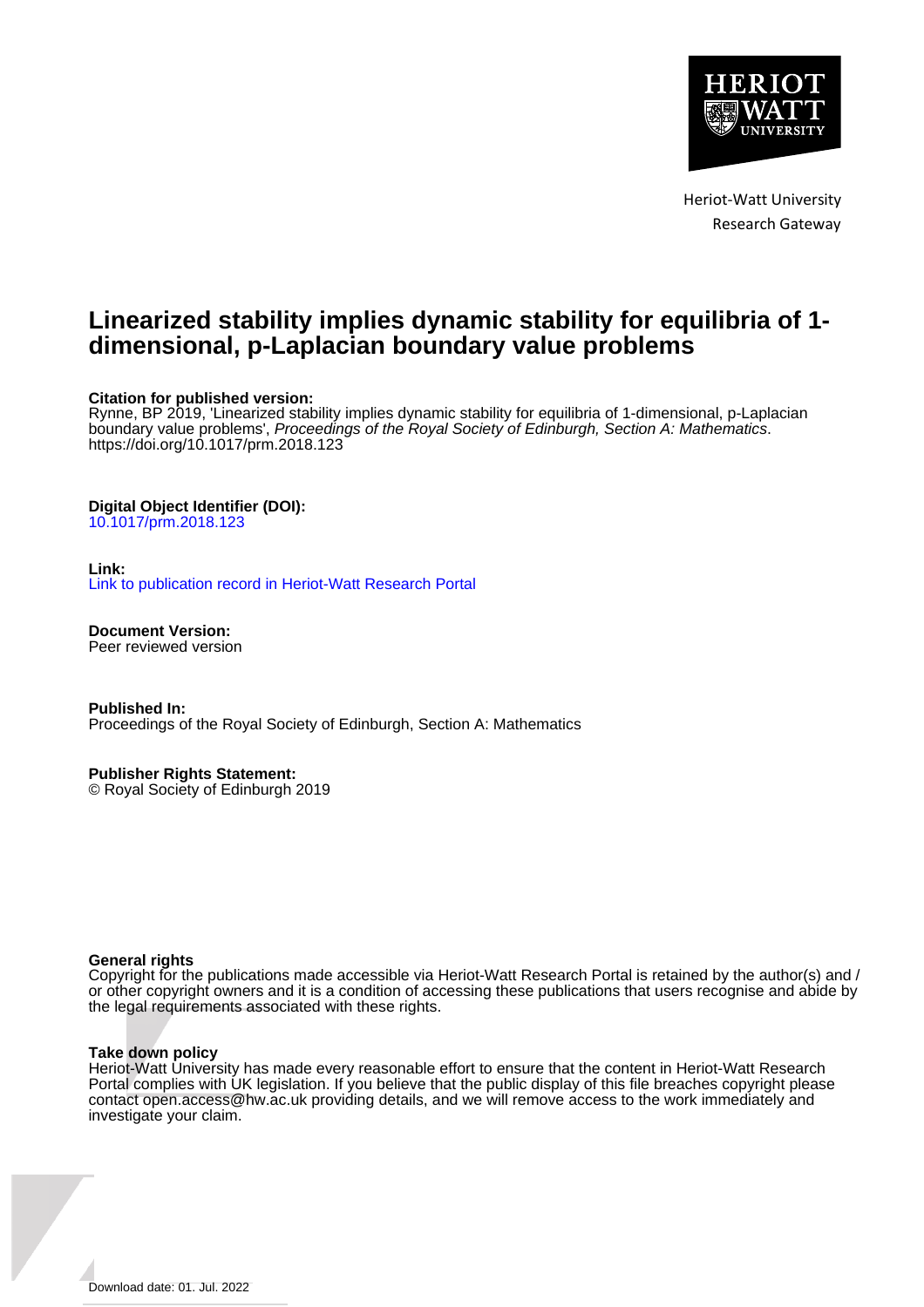Heriot-Watt University
Research Gateway

# Linearized stability implies dynamic stability for equilibria of 1-dimensional, p-Laplacian boundary value problems

**Citation for published version:**
Rynne, BP 2019, 'Linearized stability implies dynamic stability for equilibria of 1-dimensional, p-Laplacian boundary value problems', *Proceedings of the Royal Society of Edinburgh, Section A: Mathematics*. https://doi.org/10.1017/prm.2018.123

**Digital Object Identifier (DOI):**
10.1017/prm.2018.123

**Link:**
Link to publication record in Heriot-Watt Research Portal

**Document Version:**
Peer reviewed version

**Published In:**
Proceedings of the Royal Society of Edinburgh, Section A: Mathematics

**Publisher Rights Statement:**
© Royal Society of Edinburgh 2019

**General rights**
Copyright for the publications made accessible via Heriot-Watt Research Portal is retained by the author(s) and / or other copyright owners and it is a condition of accessing these publications that users recognise and abide by the legal requirements associated with these rights.

**Take down policy**
Heriot-Watt University has made every reasonable effort to ensure that the content in Heriot-Watt Research Portal complies with UK legislation. If you believe that the public display of this file breaches copyright please contact open.access@hw.ac.uk providing details, and we will remove access to the work immediately and investigate your claim.

Download date: 01. Jul. 2022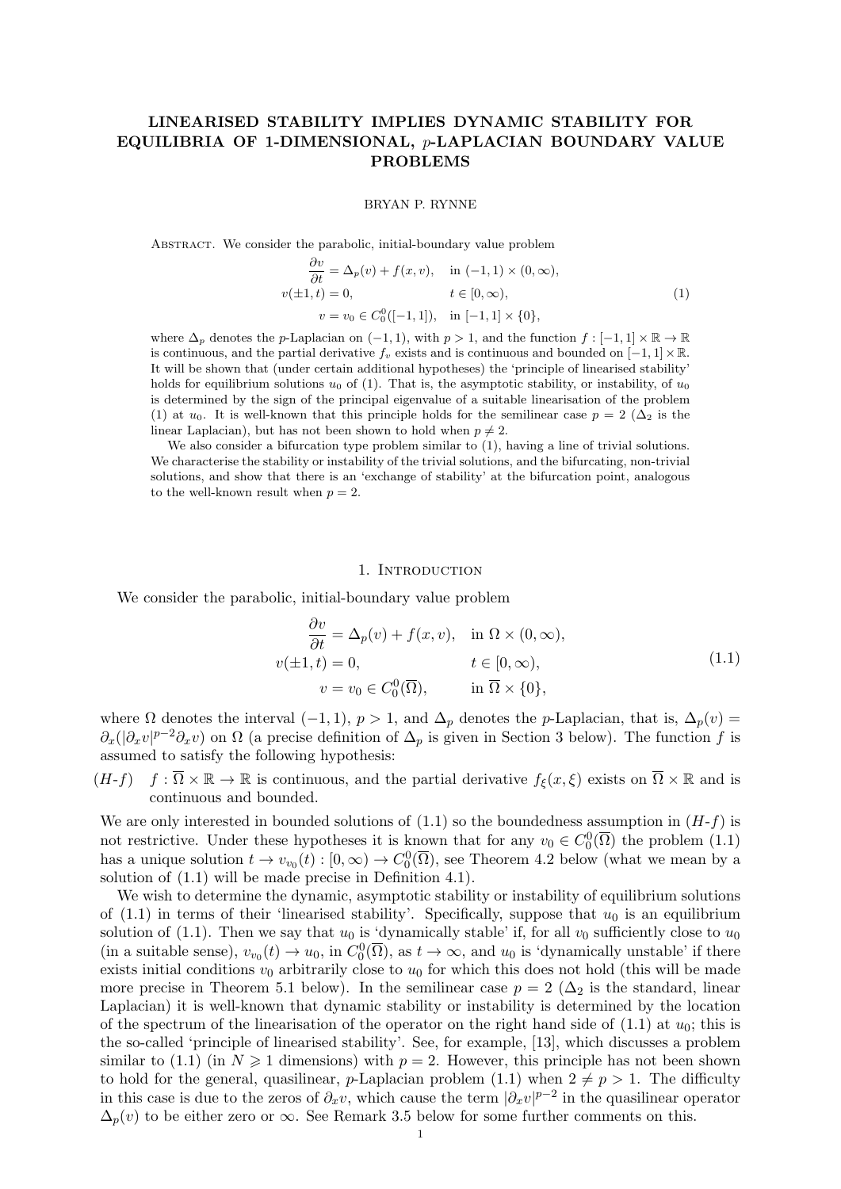# LINEARISED STABILITY IMPLIES DYNAMIC STABILITY FOR EQUILIBRIA OF 1-DIMENSIONAL, $p$-LAPLACIAN BOUNDARY VALUE PROBLEMS

BRYAN P. RYNNE

Abstract. We consider the parabolic, initial-boundary value problem

$$
\begin{aligned}
\frac{\partial v}{\partial t} &= \Delta_p(v) + f(x, v), \quad \text{in } (-1,1) \times (0, \infty),\\
v(\pm 1, t) &= 0, \qquad\qquad\qquad t \in [0, \infty),\\
v &= v_0 \in C_0^0([-1,1]), \quad \text{in } [-1,1] \times \{0\},
\end{aligned}
\tag{1}
$$

where $\Delta_p$ denotes the $p$-Laplacian on $(-1,1)$, with $p > 1$, and the function $f : [-1,1] \times \mathbb{R} \to \mathbb{R}$ is continuous, and the partial derivative $f_v$ exists and is continuous and bounded on $[-1,1] \times \mathbb{R}$. It will be shown that (under certain additional hypotheses) the 'principle of linearised stability' holds for equilibrium solutions $u_0$ of (1). That is, the asymptotic stability, or instability, of $u_0$ is determined by the sign of the principal eigenvalue of a suitable linearisation of the problem (1) at $u_0$. It is well-known that this principle holds for the semilinear case $p = 2$ ($\Delta_2$ is the linear Laplacian), but has not been shown to hold when $p \neq 2$.

We also consider a bifurcation type problem similar to (1), having a line of trivial solutions. We characterise the stability or instability of the trivial solutions, and the bifurcating, non-trivial solutions, and show that there is an 'exchange of stability' at the bifurcation point, analogous to the well-known result when $p = 2$.

## 1. Introduction

We consider the parabolic, initial-boundary value problem

$$
\begin{aligned}
\frac{\partial v}{\partial t} &= \Delta_p(v) + f(x, v), \quad \text{in } \Omega \times (0, \infty),\\
v(\pm 1, t) &= 0, \qquad\qquad\qquad t \in [0, \infty),\\
v &= v_0 \in C_0^0(\overline{\Omega}), \qquad \text{in } \overline{\Omega} \times \{0\},
\end{aligned}
\tag{1.1}
$$

where $\Omega$ denotes the interval $(-1,1)$, $p > 1$, and $\Delta_p$ denotes the $p$-Laplacian, that is, $\Delta_p(v) = \partial_x(|\partial_x v|^{p-2}\partial_x v)$ on $\Omega$ (a precise definition of $\Delta_p$ is given in Section 3 below). The function $f$ is assumed to satisfy the following hypothesis:

($H$-$f$) $\quad f : \overline{\Omega} \times \mathbb{R} \to \mathbb{R}$ is continuous, and the partial derivative $f_\xi(x, \xi)$ exists on $\overline{\Omega} \times \mathbb{R}$ and is continuous and bounded.

We are only interested in bounded solutions of (1.1) so the boundedness assumption in ($H$-$f$) is not restrictive. Under these hypotheses it is known that for any $v_0 \in C_0^0(\overline{\Omega})$ the problem (1.1) has a unique solution $t \to v_{v_0}(t) : [0, \infty) \to C_0^0(\overline{\Omega})$, see Theorem 4.2 below (what we mean by a solution of (1.1) will be made precise in Definition 4.1).

We wish to determine the dynamic, asymptotic stability or instability of equilibrium solutions of (1.1) in terms of their 'linearised stability'. Specifically, suppose that $u_0$ is an equilibrium solution of (1.1). Then we say that $u_0$ is 'dynamically stable' if, for all $v_0$ sufficiently close to $u_0$ (in a suitable sense), $v_{v_0}(t) \to u_0$, in $C_0^0(\overline{\Omega})$, as $t \to \infty$, and $u_0$ is 'dynamically unstable' if there exists initial conditions $v_0$ arbitrarily close to $u_0$ for which this does not hold (this will be made more precise in Theorem 5.1 below). In the semilinear case $p = 2$ ($\Delta_2$ is the standard, linear Laplacian) it is well-known that dynamic stability or instability is determined by the location of the spectrum of the linearisation of the operator on the right hand side of (1.1) at $u_0$; this is the so-called 'principle of linearised stability'. See, for example, [13], which discusses a problem similar to (1.1) (in $N \geqslant 1$ dimensions) with $p = 2$. However, this principle has not been shown to hold for the general, quasilinear, $p$-Laplacian problem (1.1) when $2 \neq p > 1$. The difficulty in this case is due to the zeros of $\partial_x v$, which cause the term $|\partial_x v|^{p-2}$ in the quasilinear operator $\Delta_p(v)$ to be either zero or $\infty$. See Remark 3.5 below for some further comments on this.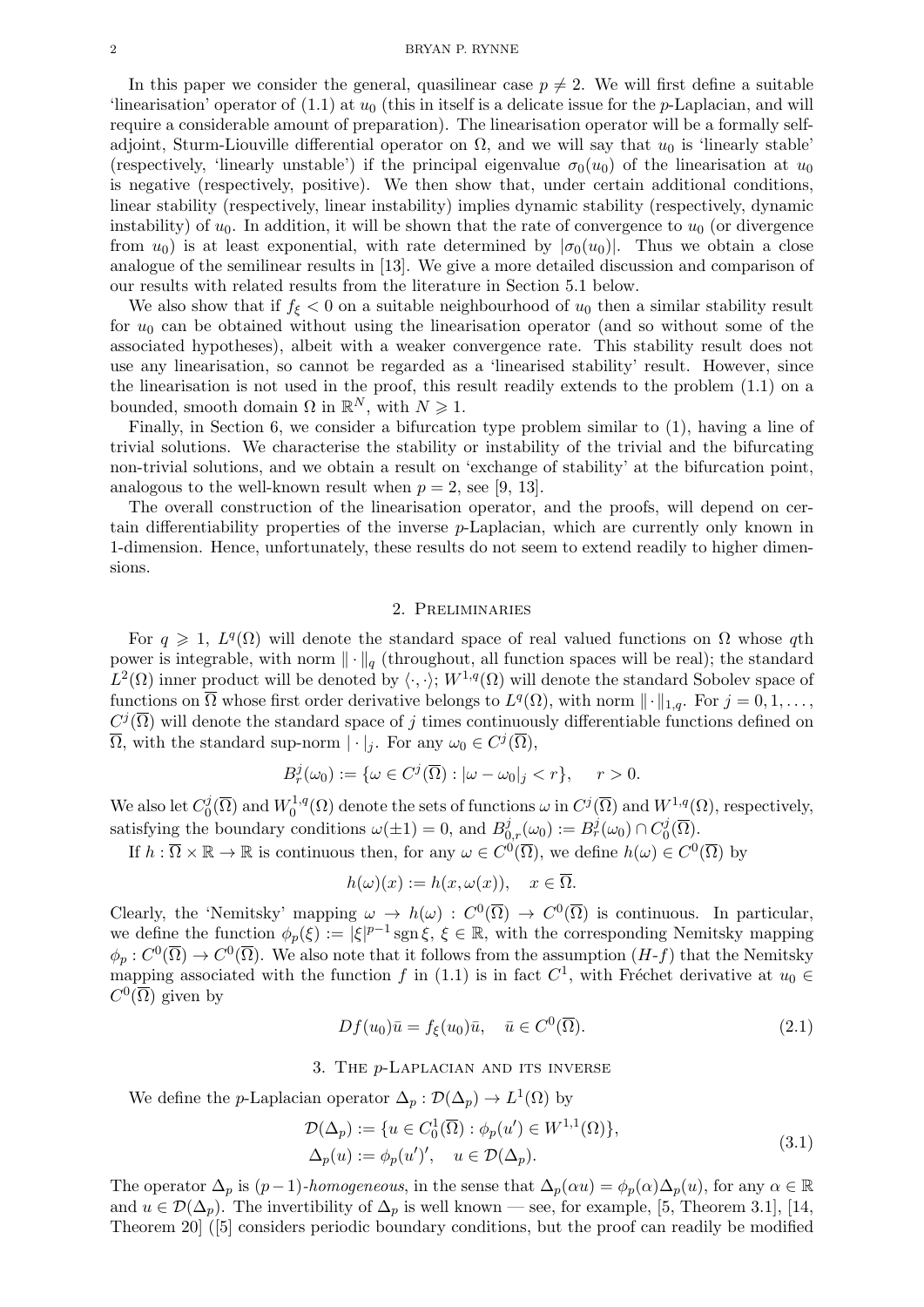In this paper we consider the general, quasilinear case $p \neq 2$. We will first define a suitable 'linearisation' operator of (1.1) at $u_0$ (this in itself is a delicate issue for the $p$-Laplacian, and will require a considerable amount of preparation). The linearisation operator will be a formally self-adjoint, Sturm-Liouville differential operator on $\Omega$, and we will say that $u_0$ is 'linearly stable' (respectively, 'linearly unstable') if the principal eigenvalue $\sigma_0(u_0)$ of the linearisation at $u_0$ is negative (respectively, positive). We then show that, under certain additional conditions, linear stability (respectively, linear instability) implies dynamic stability (respectively, dynamic instability) of $u_0$. In addition, it will be shown that the rate of convergence to $u_0$ (or divergence from $u_0$) is at least exponential, with rate determined by $|\sigma_0(u_0)|$. Thus we obtain a close analogue of the semilinear results in [13]. We give a more detailed discussion and comparison of our results with related results from the literature in Section 5.1 below.

We also show that if $f_\xi < 0$ on a suitable neighbourhood of $u_0$ then a similar stability result for $u_0$ can be obtained without using the linearisation operator (and so without some of the associated hypotheses), albeit with a weaker convergence rate. This stability result does not use any linearisation, so cannot be regarded as a 'linearised stability' result. However, since the linearisation is not used in the proof, this result readily extends to the problem (1.1) on a bounded, smooth domain $\Omega$ in $\mathbb{R}^N$, with $N \geqslant 1$.

Finally, in Section 6, we consider a bifurcation type problem similar to (1), having a line of trivial solutions. We characterise the stability or instability of the trivial and the bifurcating non-trivial solutions, and we obtain a result on 'exchange of stability' at the bifurcation point, analogous to the well-known result when $p = 2$, see [9, 13].

The overall construction of the linearisation operator, and the proofs, will depend on certain differentiability properties of the inverse $p$-Laplacian, which are currently only known in 1-dimension. Hence, unfortunately, these results do not seem to extend readily to higher dimensions.

## 2. Preliminaries

For $q \geqslant 1$, $L^q(\Omega)$ will denote the standard space of real valued functions on $\Omega$ whose $q$th power is integrable, with norm $\|\cdot\|_q$ (throughout, all function spaces will be real); the standard $L^2(\Omega)$ inner product will be denoted by $\langle\cdot,\cdot\rangle$; $W^{1,q}(\Omega)$ will denote the standard Sobolev space of functions on $\overline{\Omega}$ whose first order derivative belongs to $L^q(\Omega)$, with norm $\|\cdot\|_{1,q}$. For $j = 0, 1, \dots$, $C^j(\overline{\Omega})$ will denote the standard space of $j$ times continuously differentiable functions defined on $\overline{\Omega}$, with the standard sup-norm $|\cdot|_j$. For any $\omega_0 \in C^j(\overline{\Omega})$,

$$B^j_r(\omega_0) := \{\omega \in C^j(\overline{\Omega}) : |\omega - \omega_0|_j < r\}, \qquad r > 0.$$

We also let $C^j_0(\overline{\Omega})$ and $W^{1,q}_0(\Omega)$ denote the sets of functions $\omega$ in $C^j(\overline{\Omega})$ and $W^{1,q}(\Omega)$, respectively, satisfying the boundary conditions $\omega(\pm 1) = 0$, and $B^j_{0,r}(\omega_0) := B^j_r(\omega_0) \cap C^j_0(\overline{\Omega})$.

If $h : \overline{\Omega} \times \mathbb{R} \to \mathbb{R}$ is continuous then, for any $\omega \in C^0(\overline{\Omega})$, we define $h(\omega) \in C^0(\overline{\Omega})$ by

$$h(\omega)(x) := h(x, \omega(x)), \quad x \in \overline{\Omega}.$$

Clearly, the 'Nemitsky' mapping $\omega \to h(\omega) : C^0(\overline{\Omega}) \to C^0(\overline{\Omega})$ is continuous. In particular, we define the function $\phi_p(\xi) := |\xi|^{p-1}\operatorname{sgn}\xi$, $\xi \in \mathbb{R}$, with the corresponding Nemitsky mapping $\phi_p : C^0(\overline{\Omega}) \to C^0(\overline{\Omega})$. We also note that it follows from the assumption $(H\text{-}f)$ that the Nemitsky mapping associated with the function $f$ in (1.1) is in fact $C^1$, with Fréchet derivative at $u_0 \in C^0(\overline{\Omega})$ given by

$$Df(u_0)\bar{u} = f_\xi(u_0)\bar{u}, \quad \bar{u} \in C^0(\overline{\Omega}). \tag{2.1}$$

## 3. The $p$-Laplacian and its inverse

We define the $p$-Laplacian operator $\Delta_p : \mathcal{D}(\Delta_p) \to L^1(\Omega)$ by

$$\begin{aligned} \mathcal{D}(\Delta_p) &:= \{u \in C^1_0(\overline{\Omega}) : \phi_p(u') \in W^{1,1}(\Omega)\}, \\ \Delta_p(u) &:= \phi_p(u')', \quad u \in \mathcal{D}(\Delta_p). \end{aligned} \tag{3.1}$$

The operator $\Delta_p$ is $(p-1)$-*homogeneous*, in the sense that $\Delta_p(\alpha u) = \phi_p(\alpha)\Delta_p(u)$, for any $\alpha \in \mathbb{R}$ and $u \in \mathcal{D}(\Delta_p)$. The invertibility of $\Delta_p$ is well known — see, for example, [5, Theorem 3.1], [14, Theorem 20] ([5] considers periodic boundary conditions, but the proof can readily be modified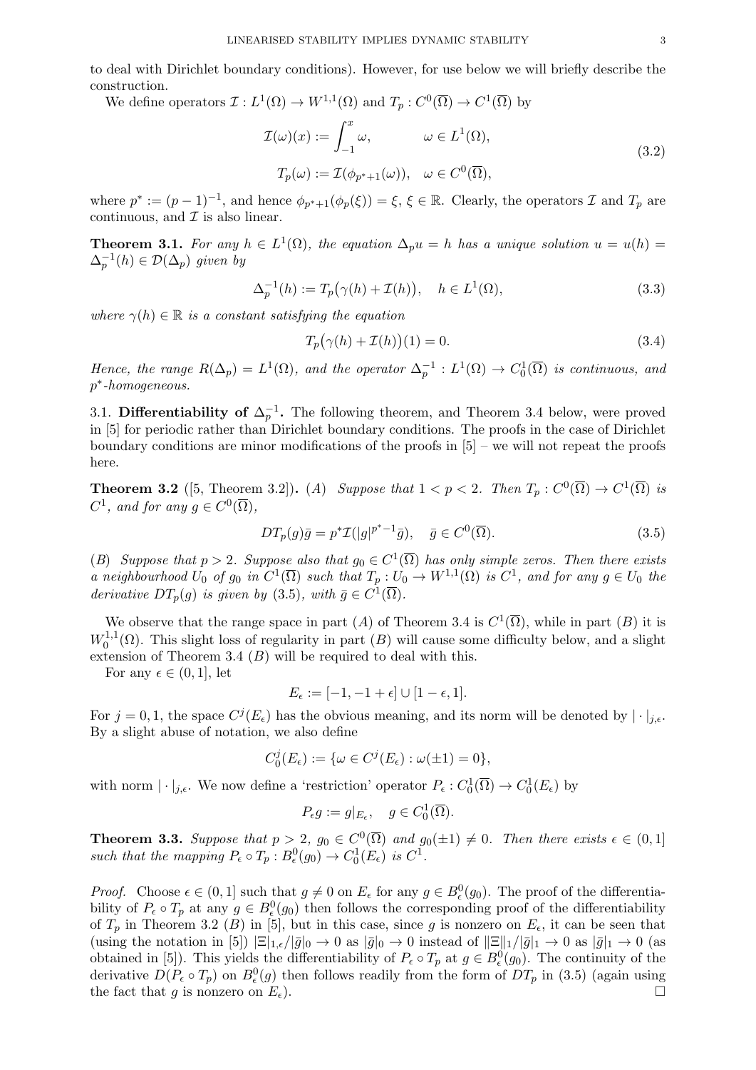to deal with Dirichlet boundary conditions). However, for use below we will briefly describe the construction.

We define operators $\mathcal{I} : L^1(\Omega) \to W^{1,1}(\Omega)$ and $T_p : C^0(\overline{\Omega}) \to C^1(\overline{\Omega})$ by

$$
\begin{aligned}
\mathcal{I}(\omega)(x) &:= \int_{-1}^{x} \omega, \qquad\qquad \omega \in L^1(\Omega), \\
T_p(\omega) &:= \mathcal{I}(\phi_{p^*+1}(\omega)), \quad \omega \in C^0(\overline{\Omega}),
\end{aligned}
\tag{3.2}
$$

where $p^* := (p-1)^{-1}$, and hence $\phi_{p^*+1}(\phi_p(\xi)) = \xi$, $\xi \in \mathbb{R}$. Clearly, the operators $\mathcal{I}$ and $T_p$ are continuous, and $\mathcal{I}$ is also linear.

**Theorem 3.1.** *For any $h \in L^1(\Omega)$, the equation $\Delta_p u = h$ has a unique solution $u = u(h) = \Delta_p^{-1}(h) \in \mathcal{D}(\Delta_p)$ given by*

$$
\Delta_p^{-1}(h) := T_p\big(\gamma(h) + \mathcal{I}(h)\big), \quad h \in L^1(\Omega), \tag{3.3}
$$

*where $\gamma(h) \in \mathbb{R}$ is a constant satisfying the equation*

$$
T_p\big(\gamma(h) + \mathcal{I}(h)\big)(1) = 0. \tag{3.4}
$$

*Hence, the range $R(\Delta_p) = L^1(\Omega)$, and the operator $\Delta_p^{-1} : L^1(\Omega) \to C_0^1(\overline{\Omega})$ is continuous, and $p^*$-homogeneous.*

3.1. **Differentiability of $\Delta_p^{-1}$.** The following theorem, and Theorem 3.4 below, were proved in [5] for periodic rather than Dirichlet boundary conditions. The proofs in the case of Dirichlet boundary conditions are minor modifications of the proofs in [5] – we will not repeat the proofs here.

**Theorem 3.2** ([5, Theorem 3.2]). *(A) Suppose that $1 < p < 2$. Then $T_p : C^0(\overline{\Omega}) \to C^1(\overline{\Omega})$ is $C^1$, and for any $g \in C^0(\overline{\Omega})$,*

$$
DT_p(g)\bar{g} = p^* \mathcal{I}(|g|^{p^*-1}\bar{g}), \quad \bar{g} \in C^0(\overline{\Omega}). \tag{3.5}
$$

*(B) Suppose that $p > 2$. Suppose also that $g_0 \in C^1(\overline{\Omega})$ has only simple zeros. Then there exists a neighbourhood $U_0$ of $g_0$ in $C^1(\overline{\Omega})$ such that $T_p : U_0 \to W^{1,1}(\Omega)$ is $C^1$, and for any $g \in U_0$ the derivative $DT_p(g)$ is given by (3.5), with $\bar{g} \in C^1(\overline{\Omega})$.*

We observe that the range space in part $(A)$ of Theorem 3.4 is $C^1(\overline{\Omega})$, while in part $(B)$ it is $W_0^{1,1}(\Omega)$. This slight loss of regularity in part $(B)$ will cause some difficulty below, and a slight extension of Theorem 3.4 $(B)$ will be required to deal with this.

For any $\epsilon \in (0, 1]$, let

$$
E_\epsilon := [-1, -1 + \epsilon] \cup [1 - \epsilon, 1].
$$

For $j = 0, 1$, the space $C^j(E_\epsilon)$ has the obvious meaning, and its norm will be denoted by $|\cdot|_{j,\epsilon}$. By a slight abuse of notation, we also define

$$
C_0^j(E_\epsilon) := \{\omega \in C^j(E_\epsilon) : \omega(\pm 1) = 0\},
$$

with norm $|\cdot|_{j,\epsilon}$. We now define a 'restriction' operator $P_\epsilon : C_0^1(\overline{\Omega}) \to C_0^1(E_\epsilon)$ by

$$
P_\epsilon g := g|_{E_\epsilon}, \quad g \in C_0^1(\overline{\Omega}).
$$

**Theorem 3.3.** *Suppose that $p > 2$, $g_0 \in C^0(\overline{\Omega})$ and $g_0(\pm 1) \neq 0$. Then there exists $\epsilon \in (0, 1]$ such that the mapping $P_\epsilon \circ T_p : B_\epsilon^0(g_0) \to C_0^1(E_\epsilon)$ is $C^1$.*

*Proof.* Choose $\epsilon \in (0, 1]$ such that $g \neq 0$ on $E_\epsilon$ for any $g \in B_\epsilon^0(g_0)$. The proof of the differentiability of $P_\epsilon \circ T_p$ at any $g \in B_\epsilon^0(g_0)$ then follows the corresponding proof of the differentiability of $T_p$ in Theorem 3.2 $(B)$ in [5], but in this case, since $g$ is nonzero on $E_\epsilon$, it can be seen that (using the notation in [5]) $|\Xi|_{1,\epsilon}/|\bar{g}|_0 \to 0$ as $|\bar{g}|_0 \to 0$ instead of $\|\Xi\|_1/|\bar{g}|_1 \to 0$ as $|\bar{g}|_1 \to 0$ (as obtained in [5]). This yields the differentiability of $P_\epsilon \circ T_p$ at $g \in B_\epsilon^0(g_0)$. The continuity of the derivative $D(P_\epsilon \circ T_p)$ on $B_\epsilon^0(g)$ then follows readily from the form of $DT_p$ in (3.5) (again using the fact that $g$ is nonzero on $E_\epsilon$). $\square$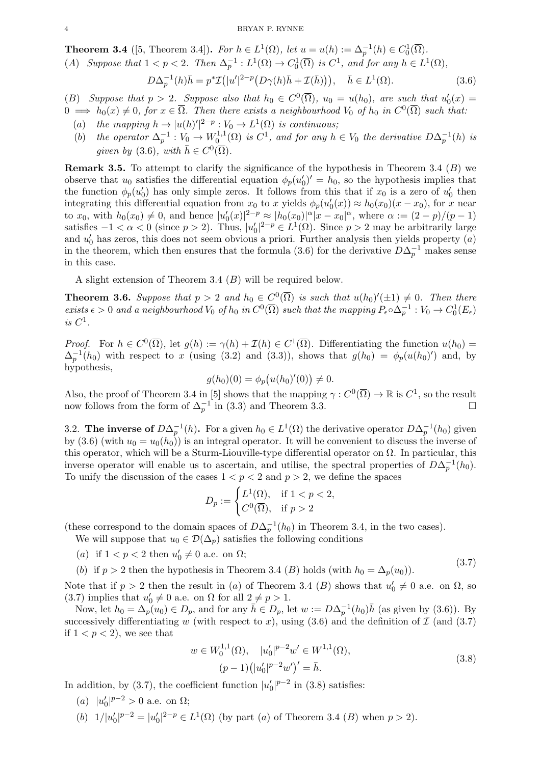**Theorem 3.4** ([5, Theorem 3.4])**.** *For $h \in L^1(\Omega)$, let $u = u(h) := \Delta_p^{-1}(h) \in C_0^1(\overline{\Omega})$.*

*(A) Suppose that $1 < p < 2$. Then $\Delta_p^{-1} : L^1(\Omega) \to C_0^1(\overline{\Omega})$ is $C^1$, and for any $h \in L^1(\Omega)$,*

$$D\Delta_p^{-1}(h)\bar{h} = p^* \mathcal{I}\big(|u'|^{2-p}\big(D\gamma(h)\bar{h} + \mathcal{I}(\bar{h})\big)\big), \quad \bar{h} \in L^1(\Omega). \tag{3.6}$$

*(B) Suppose that $p > 2$. Suppose also that $h_0 \in C^0(\overline{\Omega})$, $u_0 = u(h_0)$, are such that $u_0'(x) = 0 \implies h_0(x) \neq 0$, for $x \in \overline{\Omega}$. Then there exists a neighbourhood $V_0$ of $h_0$ in $C^0(\overline{\Omega})$ such that:*

- *(a) the mapping $h \to |u(h)'|^{2-p} : V_0 \to L^1(\Omega)$ is continuous;*
- *(b) the operator $\Delta_p^{-1} : V_0 \to W_0^{1,1}(\Omega)$ is $C^1$, and for any $h \in V_0$ the derivative $D\Delta_p^{-1}(h)$ is given by (3.6), with $\bar{h} \in C^0(\overline{\Omega})$.*

**Remark 3.5.** To attempt to clarify the significance of the hypothesis in Theorem 3.4 $(B)$ we observe that $u_0$ satisfies the differential equation $\phi_p(u_0')' = h_0$, so the hypothesis implies that the function $\phi_p(u_0')$ has only simple zeros. It follows from this that if $x_0$ is a zero of $u_0'$ then integrating this differential equation from $x_0$ to $x$ yields $\phi_p(u_0'(x)) \approx h_0(x_0)(x - x_0)$, for $x$ near to $x_0$, with $h_0(x_0) \neq 0$, and hence $|u_0'(x)|^{2-p} \approx |h_0(x_0)|^{\alpha}|x - x_0|^{\alpha}$, where $\alpha := (2-p)/(p-1)$ satisfies $-1 < \alpha < 0$ (since $p > 2$). Thus, $|u_0'|^{2-p} \in L^1(\Omega)$. Since $p > 2$ may be arbitrarily large and $u_0'$ has zeros, this does not seem obvious a priori. Further analysis then yields property $(a)$ in the theorem, which then ensures that the formula (3.6) for the derivative $D\Delta_p^{-1}$ makes sense in this case.

A slight extension of Theorem 3.4 $(B)$ will be required below.

**Theorem 3.6.** *Suppose that $p > 2$ and $h_0 \in C^0(\overline{\Omega})$ is such that $u(h_0)'(\pm 1) \neq 0$. Then there exists $\epsilon > 0$ and a neighbourhood $V_0$ of $h_0$ in $C^0(\overline{\Omega})$ such that the mapping $P_\epsilon \circ \Delta_p^{-1} : V_0 \to C_0^1(E_\epsilon)$ is $C^1$.*

*Proof.* For $h \in C^0(\overline{\Omega})$, let $g(h) := \gamma(h) + \mathcal{I}(h) \in C^1(\overline{\Omega})$. Differentiating the function $u(h_0) = \Delta_p^{-1}(h_0)$ with respect to $x$ (using (3.2) and (3.3)), shows that $g(h_0) = \phi_p(u(h_0)')$ and, by hypothesis,

$$g(h_0)(0) = \phi_p\big(u(h_0)'(0)\big) \neq 0.$$

Also, the proof of Theorem 3.4 in [5] shows that the mapping $\gamma : C^0(\overline{\Omega}) \to \mathbb{R}$ is $C^1$, so the result now follows from the form of $\Delta_p^{-1}$ in (3.3) and Theorem 3.3. $\square$

3.2. **The inverse of $D\Delta_p^{-1}(h)$.** For a given $h_0 \in L^1(\Omega)$ the derivative operator $D\Delta_p^{-1}(h_0)$ given by (3.6) (with $u_0 = u_0(h_0)$) is an integral operator. It will be convenient to discuss the inverse of this operator, which will be a Sturm-Liouville-type differential operator on $\Omega$. In particular, this inverse operator will enable us to ascertain, and utilise, the spectral properties of $D\Delta_p^{-1}(h_0)$. To unify the discussion of the cases $1 < p < 2$ and $p > 2$, we define the spaces

$$D_p := \begin{cases} L^1(\Omega), & \text{if } 1 < p < 2, \\ C^0(\overline{\Omega}), & \text{if } p > 2 \end{cases}$$

(these correspond to the domain spaces of $D\Delta_p^{-1}(h_0)$ in Theorem 3.4, in the two cases).

We will suppose that $u_0 \in \mathcal{D}(\Delta_p)$ satisfies the following conditions

$$\begin{aligned} &(a) \text{ if } 1 < p < 2 \text{ then } u_0' \neq 0 \text{ a.e. on } \Omega; \\ &(b) \text{ if } p > 2 \text{ then the hypothesis in Theorem 3.4 } (B) \text{ holds (with } h_0 = \Delta_p(u_0)). \end{aligned} \tag{3.7}$$

Note that if $p > 2$ then the result in $(a)$ of Theorem 3.4 $(B)$ shows that $u_0' \neq 0$ a.e. on $\Omega$, so (3.7) implies that $u_0' \neq 0$ a.e. on $\Omega$ for all $2 \neq p > 1$.

Now, let $h_0 = \Delta_p(u_0) \in D_p$, and for any $\bar{h} \in D_p$, let $w := D\Delta_p^{-1}(h_0)\bar{h}$ (as given by (3.6)). By successively differentiating $w$ (with respect to $x$), using (3.6) and the definition of $\mathcal{I}$ (and (3.7) if $1 < p < 2$), we see that

$$\begin{gathered} w \in W_0^{1,1}(\Omega), \quad |u_0'|^{p-2}w' \in W^{1,1}(\Omega), \\ (p-1)\big(|u_0'|^{p-2}w'\big)' = \bar{h}. \end{gathered} \tag{3.8}$$

In addition, by (3.7), the coefficient function $|u_0'|^{p-2}$ in (3.8) satisfies:

- $(a)$ $|u_0'|^{p-2} > 0$ a.e. on $\Omega$;
- $(b)$ $1/|u_0'|^{p-2} = |u_0'|^{2-p} \in L^1(\Omega)$ (by part $(a)$ of Theorem 3.4 $(B)$ when $p > 2$).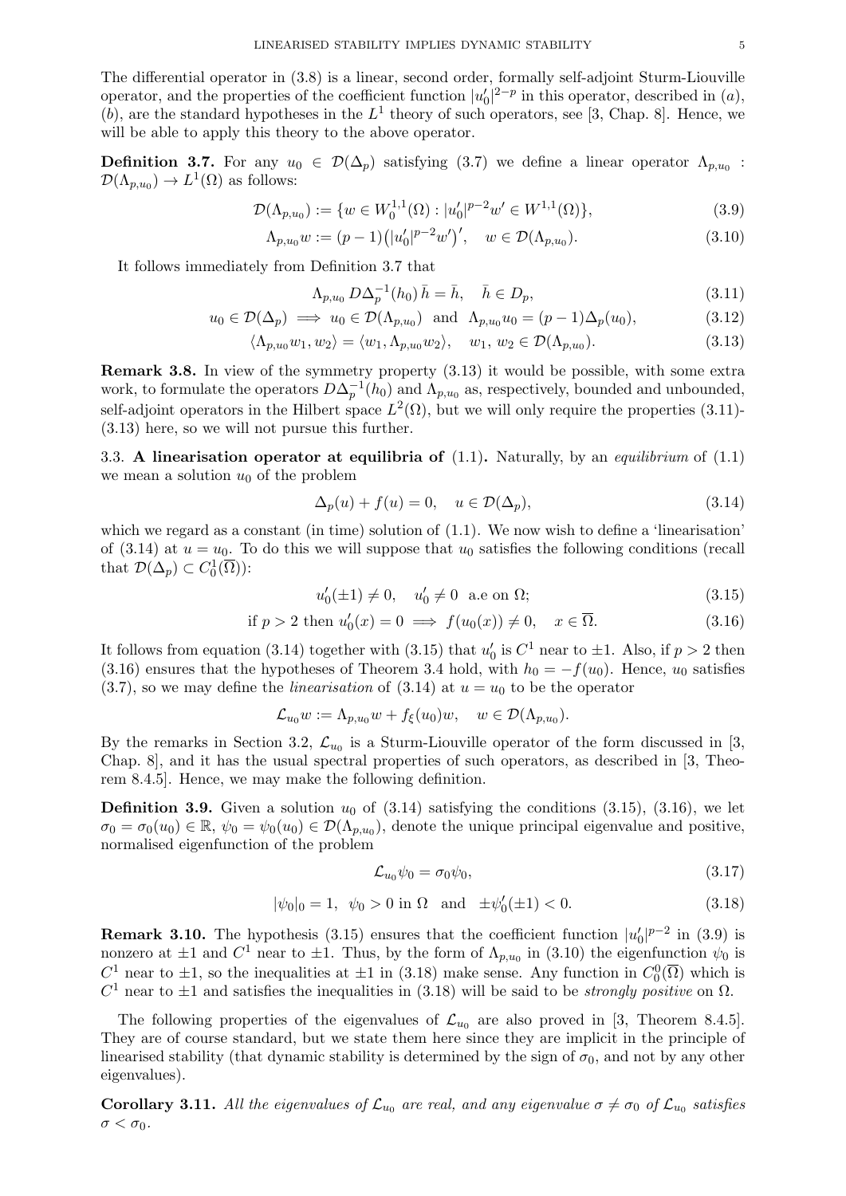The differential operator in (3.8) is a linear, second order, formally self-adjoint Sturm-Liouville operator, and the properties of the coefficient function $|u_0'|^{2-p}$ in this operator, described in $(a)$, $(b)$, are the standard hypotheses in the $L^1$ theory of such operators, see [3, Chap. 8]. Hence, we will be able to apply this theory to the above operator.

**Definition 3.7.** For any $u_0 \in \mathcal{D}(\Delta_p)$ satisfying (3.7) we define a linear operator $\Lambda_{p,u_0} : \mathcal{D}(\Lambda_{p,u_0}) \to L^1(\Omega)$ as follows:

$$\mathcal{D}(\Lambda_{p,u_0}) := \{w \in W_0^{1,1}(\Omega) : |u_0'|^{p-2}w' \in W^{1,1}(\Omega)\}, \tag{3.9}$$

$$\Lambda_{p,u_0} w := (p-1)\big(|u_0'|^{p-2}w'\big)', \quad w \in \mathcal{D}(\Lambda_{p,u_0}). \tag{3.10}$$

It follows immediately from Definition 3.7 that

$$\Lambda_{p,u_0}\, D\Delta_p^{-1}(h_0)\, \bar{h} = \bar{h}, \quad \bar{h} \in D_p, \tag{3.11}$$

$$u_0 \in \mathcal{D}(\Delta_p) \implies u_0 \in \mathcal{D}(\Lambda_{p,u_0}) \ \text{ and } \ \Lambda_{p,u_0} u_0 = (p-1)\Delta_p(u_0), \tag{3.12}$$

$$\langle \Lambda_{p,u_0} w_1, w_2 \rangle = \langle w_1, \Lambda_{p,u_0} w_2 \rangle, \quad w_1,\, w_2 \in \mathcal{D}(\Lambda_{p,u_0}). \tag{3.13}$$

**Remark 3.8.** In view of the symmetry property (3.13) it would be possible, with some extra work, to formulate the operators $D\Delta_p^{-1}(h_0)$ and $\Lambda_{p,u_0}$ as, respectively, bounded and unbounded, self-adjoint operators in the Hilbert space $L^2(\Omega)$, but we will only require the properties (3.11)-(3.13) here, so we will not pursue this further.

3.3. **A linearisation operator at equilibria of** (1.1)**.** Naturally, by an *equilibrium* of (1.1) we mean a solution $u_0$ of the problem

$$\Delta_p(u) + f(u) = 0, \quad u \in \mathcal{D}(\Delta_p), \tag{3.14}$$

which we regard as a constant (in time) solution of (1.1). We now wish to define a 'linearisation' of (3.14) at $u = u_0$. To do this we will suppose that $u_0$ satisfies the following conditions (recall that $\mathcal{D}(\Delta_p) \subset C_0^1(\overline{\Omega})$):

$$u_0'(\pm 1) \neq 0, \quad u_0' \neq 0 \ \text{ a.e on } \Omega; \tag{3.15}$$

$$\text{if } p > 2 \text{ then } u_0'(x) = 0 \implies f(u_0(x)) \neq 0, \quad x \in \overline{\Omega}. \tag{3.16}$$

It follows from equation (3.14) together with (3.15) that $u_0'$ is $C^1$ near to $\pm 1$. Also, if $p > 2$ then (3.16) ensures that the hypotheses of Theorem 3.4 hold, with $h_0 = -f(u_0)$. Hence, $u_0$ satisfies (3.7), so we may define the *linearisation* of (3.14) at $u = u_0$ to be the operator

$$\mathcal{L}_{u_0} w := \Lambda_{p,u_0} w + f_\xi(u_0) w, \quad w \in \mathcal{D}(\Lambda_{p,u_0}).$$

By the remarks in Section 3.2, $\mathcal{L}_{u_0}$ is a Sturm-Liouville operator of the form discussed in [3, Chap. 8], and it has the usual spectral properties of such operators, as described in [3, Theorem 8.4.5]. Hence, we may make the following definition.

**Definition 3.9.** Given a solution $u_0$ of (3.14) satisfying the conditions (3.15), (3.16), we let $\sigma_0 = \sigma_0(u_0) \in \mathbb{R}$, $\psi_0 = \psi_0(u_0) \in \mathcal{D}(\Lambda_{p,u_0})$, denote the unique principal eigenvalue and positive, normalised eigenfunction of the problem

$$\mathcal{L}_{u_0}\psi_0 = \sigma_0 \psi_0, \tag{3.17}$$

$$|\psi_0|_0 = 1, \ \ \psi_0 > 0 \text{ in } \Omega \ \text{ and } \ \pm\psi_0'(\pm 1) < 0. \tag{3.18}$$

**Remark 3.10.** The hypothesis (3.15) ensures that the coefficient function $|u_0'|^{p-2}$ in (3.9) is nonzero at $\pm 1$ and $C^1$ near to $\pm 1$. Thus, by the form of $\Lambda_{p,u_0}$ in (3.10) the eigenfunction $\psi_0$ is $C^1$ near to $\pm 1$, so the inequalities at $\pm 1$ in (3.18) make sense. Any function in $C_0^0(\overline{\Omega})$ which is $C^1$ near to $\pm 1$ and satisfies the inequalities in (3.18) will be said to be *strongly positive* on $\Omega$.

The following properties of the eigenvalues of $\mathcal{L}_{u_0}$ are also proved in [3, Theorem 8.4.5]. They are of course standard, but we state them here since they are implicit in the principle of linearised stability (that dynamic stability is determined by the sign of $\sigma_0$, and not by any other eigenvalues).

**Corollary 3.11.** *All the eigenvalues of $\mathcal{L}_{u_0}$ are real, and any eigenvalue $\sigma \neq \sigma_0$ of $\mathcal{L}_{u_0}$ satisfies $\sigma < \sigma_0$.*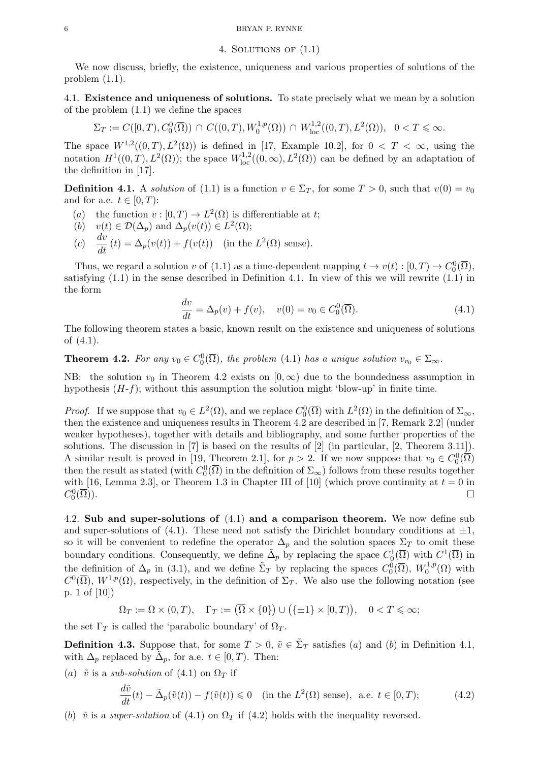## 4. Solutions of (1.1)

We now discuss, briefly, the existence, uniqueness and various properties of solutions of the problem (1.1).

4.1. **Existence and uniqueness of solutions.** To state precisely what we mean by a solution of the problem (1.1) we define the spaces

$$\Sigma_T := C([0,T), C_0^0(\overline{\Omega})) \cap C((0,T), W_0^{1,p}(\Omega)) \cap W_{\mathrm{loc}}^{1,2}((0,T), L^2(\Omega)), \quad 0 < T \leqslant \infty.$$

The space $W^{1,2}((0,T), L^2(\Omega))$ is defined in [17, Example 10.2], for $0 < T < \infty$, using the notation $H^1((0,T), L^2(\Omega))$; the space $W_{\mathrm{loc}}^{1,2}((0,\infty), L^2(\Omega))$ can be defined by an adaptation of the definition in [17].

**Definition 4.1.** A *solution* of (1.1) is a function $v \in \Sigma_T$, for some $T > 0$, such that $v(0) = v_0$ and for a.e. $t \in [0,T)$:

- $(a)$ the function $v : [0,T) \to L^2(\Omega)$ is differentiable at $t$;
- $(b)$ $v(t) \in \mathcal{D}(\Delta_p)$ and $\Delta_p(v(t)) \in L^2(\Omega)$;
- $(c)$ $\dfrac{dv}{dt}(t) = \Delta_p(v(t)) + f(v(t))$ (in the $L^2(\Omega)$ sense).

Thus, we regard a solution $v$ of (1.1) as a time-dependent mapping $t \to v(t) : [0,T) \to C_0^0(\overline{\Omega})$, satisfying (1.1) in the sense described in Definition 4.1. In view of this we will rewrite (1.1) in the form

$$\frac{dv}{dt} = \Delta_p(v) + f(v), \quad v(0) = v_0 \in C_0^0(\overline{\Omega}). \tag{4.1}$$

The following theorem states a basic, known result on the existence and uniqueness of solutions of (4.1).

**Theorem 4.2.** *For any $v_0 \in C_0^0(\overline{\Omega})$, the problem (4.1) has a unique solution $v_{v_0} \in \Sigma_\infty$.*

NB: the solution $v_0$ in Theorem 4.2 exists on $[0,\infty)$ due to the boundedness assumption in hypothesis $(H\text{-}f)$; without this assumption the solution might 'blow-up' in finite time.

*Proof.* If we suppose that $v_0 \in L^2(\Omega)$, and we replace $C_0^0(\overline{\Omega})$ with $L^2(\Omega)$ in the definition of $\Sigma_\infty$, then the existence and uniqueness results in Theorem 4.2 are described in [7, Remark 2.2] (under weaker hypotheses), together with details and bibliography, and some further properties of the solutions. The discussion in [7] is based on the results of [2] (in particular, [2, Theorem 3.11]). A similar result is proved in [19, Theorem 2.1], for $p > 2$. If we now suppose that $v_0 \in C_0^0(\overline{\Omega})$ then the result as stated (with $C_0^0(\overline{\Omega})$ in the definition of $\Sigma_\infty$) follows from these results together with [16, Lemma 2.3], or Theorem 1.3 in Chapter III of [10] (which prove continuity at $t = 0$ in $C_0^0(\overline{\Omega})$). $\square$

4.2. **Sub and super-solutions of** (4.1) **and a comparison theorem.** We now define sub and super-solutions of (4.1). These need not satisfy the Dirichlet boundary conditions at $\pm 1$, so it will be convenient to redefine the operator $\Delta_p$ and the solution spaces $\Sigma_T$ to omit these boundary conditions. Consequently, we define $\tilde{\Delta}_p$ by replacing the space $C_0^1(\overline{\Omega})$ with $C^1(\overline{\Omega})$ in the definition of $\Delta_p$ in (3.1), and we define $\tilde{\Sigma}_T$ by replacing the spaces $C_0^0(\overline{\Omega})$, $W_0^{1,p}(\Omega)$ with $C^0(\overline{\Omega})$, $W^{1,p}(\Omega)$, respectively, in the definition of $\Sigma_T$. We also use the following notation (see p. 1 of [10])

$$\Omega_T := \Omega \times (0,T), \quad \Gamma_T := \big(\overline{\Omega} \times \{0\}\big) \cup \big(\{\pm 1\} \times [0,T)\big), \quad 0 < T \leqslant \infty;$$

the set $\Gamma_T$ is called the 'parabolic boundary' of $\Omega_T$.

**Definition 4.3.** Suppose that, for some $T > 0$, $\tilde{v} \in \tilde{\Sigma}_T$ satisfies $(a)$ and $(b)$ in Definition 4.1, with $\Delta_p$ replaced by $\tilde{\Delta}_p$, for a.e. $t \in [0,T)$. Then:

$(a)$ $\tilde{v}$ is a *sub-solution* of (4.1) on $\Omega_T$ if

$$\frac{d\tilde{v}}{dt}(t) - \tilde{\Delta}_p(\tilde{v}(t)) - f(\tilde{v}(t)) \leqslant 0 \quad \text{(in the } L^2(\Omega) \text{ sense), a.e. } t \in [0,T); \tag{4.2}$$

$(b)$ $\tilde{v}$ is a *super-solution* of (4.1) on $\Omega_T$ if (4.2) holds with the inequality reversed.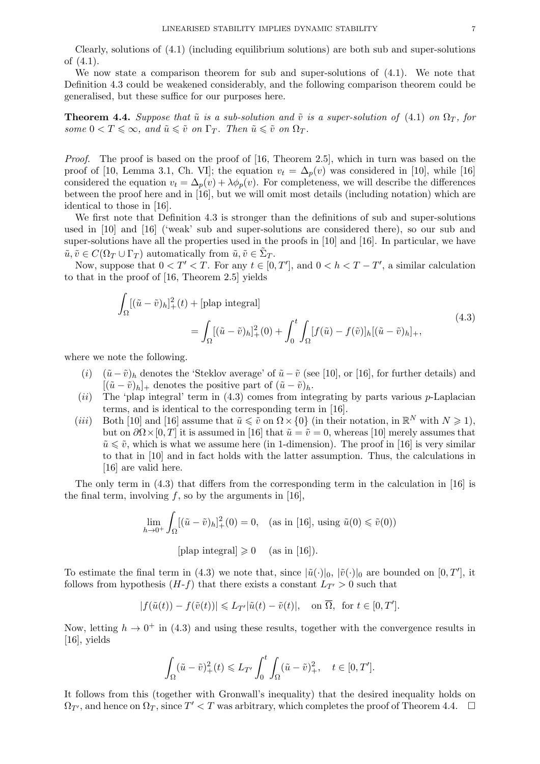Clearly, solutions of (4.1) (including equilibrium solutions) are both sub and super-solutions of (4.1).

We now state a comparison theorem for sub and super-solutions of (4.1). We note that Definition 4.3 could be weakened considerably, and the following comparison theorem could be generalised, but these suffice for our purposes here.

**Theorem 4.4.** *Suppose that $\tilde{u}$ is a sub-solution and $\tilde{v}$ is a super-solution of* (4.1) *on $\Omega_T$, for some $0 < T \leqslant \infty$, and $\tilde{u} \leqslant \tilde{v}$ on $\Gamma_T$. Then $\tilde{u} \leqslant \tilde{v}$ on $\Omega_T$.*

*Proof.* The proof is based on the proof of [16, Theorem 2.5], which in turn was based on the proof of [10, Lemma 3.1, Ch. VI]; the equation $v_t = \Delta_p(v)$ was considered in [10], while [16] considered the equation $v_t = \Delta_p(v) + \lambda\phi_p(v)$. For completeness, we will describe the differences between the proof here and in [16], but we will omit most details (including notation) which are identical to those in [16].

We first note that Definition 4.3 is stronger than the definitions of sub and super-solutions used in [10] and [16] ('weak' sub and super-solutions are considered there), so our sub and super-solutions have all the properties used in the proofs in [10] and [16]. In particular, we have $\tilde{u}, \tilde{v} \in C(\Omega_T \cup \Gamma_T)$ automatically from $\tilde{u}, \tilde{v} \in \tilde{\Sigma}_T$.

Now, suppose that $0 < T' < T$. For any $t \in [0, T']$, and $0 < h < T - T'$, a similar calculation to that in the proof of [16, Theorem 2.5] yields

$$
\begin{aligned}
\int_\Omega [(\tilde{u} - \tilde{v})_h]_+^2(t) &+ [\text{plap integral}] \\
&= \int_\Omega [(\tilde{u} - \tilde{v})_h]_+^2(0) + \int_0^t \int_\Omega [f(\tilde{u}) - f(\tilde{v})]_h [(\tilde{u} - \tilde{v})_h]_+,
\end{aligned}
\tag{4.3}
$$

where we note the following.

- $(i)$ $(\tilde{u} - \tilde{v})_h$ denotes the 'Steklov average' of $\tilde{u} - \tilde{v}$ (see [10], or [16], for further details) and $[(\tilde{u} - \tilde{v})_h]_+$ denotes the positive part of $(\tilde{u} - \tilde{v})_h$.
- $(ii)$ The 'plap integral' term in (4.3) comes from integrating by parts various $p$-Laplacian terms, and is identical to the corresponding term in [16].
- $(iii)$ Both [10] and [16] assume that $\tilde{u} \leqslant \tilde{v}$ on $\Omega \times \{0\}$ (in their notation, in $\mathbb{R}^N$ with $N \geqslant 1$), but on $\partial\Omega \times [0, T]$ it is assumed in [16] that $\tilde{u} = \tilde{v} = 0$, whereas [10] merely assumes that $\tilde{u} \leqslant \tilde{v}$, which is what we assume here (in 1-dimension). The proof in [16] is very similar to that in [10] and in fact holds with the latter assumption. Thus, the calculations in [16] are valid here.

The only term in (4.3) that differs from the corresponding term in the calculation in [16] is the final term, involving $f$, so by the arguments in [16],

$$
\lim_{h \to 0^+} \int_\Omega [(\tilde{u} - \tilde{v})_h]_+^2(0) = 0, \quad (\text{as in [16], using } \tilde{u}(0) \leqslant \tilde{v}(0))
$$

$$
[\text{plap integral}] \geqslant 0 \quad (\text{as in [16]}).
$$

To estimate the final term in (4.3) we note that, since $|\tilde{u}(\cdot)|_0$, $|\tilde{v}(\cdot)|_0$ are bounded on $[0, T']$, it follows from hypothesis ($H$-$f$) that there exists a constant $L_{T'} > 0$ such that

$$
|f(\tilde{u}(t)) - f(\tilde{v}(t))| \leqslant L_{T'} |\tilde{u}(t) - \tilde{v}(t)|, \quad \text{on } \overline{\Omega}, \text{ for } t \in [0, T'].
$$

Now, letting $h \to 0^+$ in (4.3) and using these results, together with the convergence results in [16], yields

$$
\int_\Omega (\tilde{u} - \tilde{v})_+^2(t) \leqslant L_{T'} \int_0^t \int_\Omega (\tilde{u} - \tilde{v})_+^2, \quad t \in [0, T'].
$$

It follows from this (together with Gronwall's inequality) that the desired inequality holds on $\Omega_{T'}$, and hence on $\Omega_T$, since $T' < T$ was arbitrary, which completes the proof of Theorem 4.4. $\square$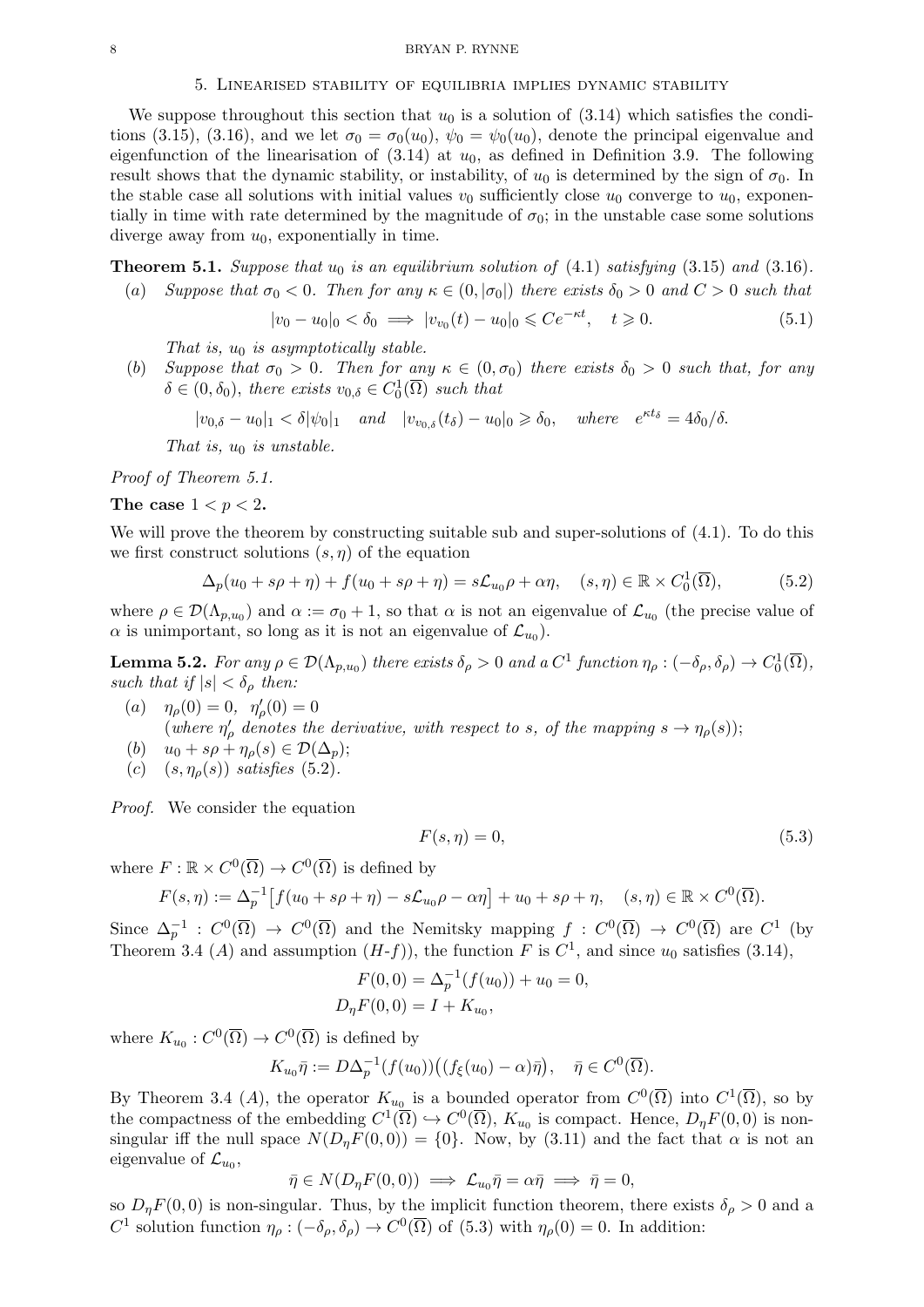## 5. Linearised stability of equilibria implies dynamic stability

We suppose throughout this section that $u_0$ is a solution of (3.14) which satisfies the conditions (3.15), (3.16), and we let $\sigma_0 = \sigma_0(u_0)$, $\psi_0 = \psi_0(u_0)$, denote the principal eigenvalue and eigenfunction of the linearisation of (3.14) at $u_0$, as defined in Definition 3.9. The following result shows that the dynamic stability, or instability, of $u_0$ is determined by the sign of $\sigma_0$. In the stable case all solutions with initial values $v_0$ sufficiently close $u_0$ converge to $u_0$, exponentially in time with rate determined by the magnitude of $\sigma_0$; in the unstable case some solutions diverge away from $u_0$, exponentially in time.

**Theorem 5.1.** *Suppose that $u_0$ is an equilibrium solution of (4.1) satisfying (3.15) and (3.16).*

(*a*) *Suppose that $\sigma_0 < 0$. Then for any $\kappa \in (0, |\sigma_0|)$ there exists $\delta_0 > 0$ and $C > 0$ such that*

$$|v_0 - u_0|_0 < \delta_0 \implies |v_{v_0}(t) - u_0|_0 \leqslant Ce^{-\kappa t}, \quad t \geqslant 0. \tag{5.1}$$

*That is, $u_0$ is asymptotically stable.*

(*b*) *Suppose that $\sigma_0 > 0$. Then for any $\kappa \in (0, \sigma_0)$ there exists $\delta_0 > 0$ such that, for any $\delta \in (0, \delta_0)$, there exists $v_{0,\delta} \in C^1_0(\overline{\Omega})$ such that*

$$|v_{0,\delta} - u_0|_1 < \delta|\psi_0|_1 \quad \text{and} \quad |v_{v_{0,\delta}}(t_\delta) - u_0|_0 \geqslant \delta_0, \quad \text{where} \quad e^{\kappa t_\delta} = 4\delta_0/\delta.$$

*That is, $u_0$ is unstable.*

*Proof of Theorem 5.1.*

**The case $1 < p < 2$.**

We will prove the theorem by constructing suitable sub and super-solutions of (4.1). To do this we first construct solutions $(s, \eta)$ of the equation

$$\Delta_p(u_0 + s\rho + \eta) + f(u_0 + s\rho + \eta) = s\mathcal{L}_{u_0}\rho + \alpha\eta, \quad (s, \eta) \in \mathbb{R} \times C^1_0(\overline{\Omega}), \tag{5.2}$$

where $\rho \in \mathcal{D}(\Lambda_{p,u_0})$ and $\alpha := \sigma_0 + 1$, so that $\alpha$ is not an eigenvalue of $\mathcal{L}_{u_0}$ (the precise value of $\alpha$ is unimportant, so long as it is not an eigenvalue of $\mathcal{L}_{u_0}$).

**Lemma 5.2.** *For any $\rho \in \mathcal{D}(\Lambda_{p,u_0})$ there exists $\delta_\rho > 0$ and a $C^1$ function $\eta_\rho : (-\delta_\rho, \delta_\rho) \to C^1_0(\overline{\Omega})$, such that if $|s| < \delta_\rho$ then:*

(*a*) $\eta_\rho(0) = 0$, $\eta'_\rho(0) = 0$
(*where $\eta'_\rho$ denotes the derivative, with respect to $s$, of the mapping $s \to \eta_\rho(s)$*);

(*b*) $u_0 + s\rho + \eta_\rho(s) \in \mathcal{D}(\Delta_p)$;

(*c*) $(s, \eta_\rho(s))$ *satisfies* (5.2).

*Proof.* We consider the equation

$$F(s, \eta) = 0, \tag{5.3}$$

where $F : \mathbb{R} \times C^0(\overline{\Omega}) \to C^0(\overline{\Omega})$ is defined by

$$F(s, \eta) := \Delta_p^{-1}\big[f(u_0 + s\rho + \eta) - s\mathcal{L}_{u_0}\rho - \alpha\eta\big] + u_0 + s\rho + \eta, \quad (s, \eta) \in \mathbb{R} \times C^0(\overline{\Omega}).$$

Since $\Delta_p^{-1} : C^0(\overline{\Omega}) \to C^0(\overline{\Omega})$ and the Nemitsky mapping $f : C^0(\overline{\Omega}) \to C^0(\overline{\Omega})$ are $C^1$ (by Theorem 3.4 ($A$) and assumption ($H$-$f$)), the function $F$ is $C^1$, and since $u_0$ satisfies (3.14),

$$F(0, 0) = \Delta_p^{-1}(f(u_0)) + u_0 = 0,$$
$$D_\eta F(0, 0) = I + K_{u_0},$$

where $K_{u_0} : C^0(\overline{\Omega}) \to C^0(\overline{\Omega})$ is defined by

$$K_{u_0}\bar{\eta} := D\Delta_p^{-1}(f(u_0))\big((f_\xi(u_0) - \alpha)\bar{\eta}\big), \quad \bar{\eta} \in C^0(\overline{\Omega}).$$

By Theorem 3.4 ($A$), the operator $K_{u_0}$ is a bounded operator from $C^0(\overline{\Omega})$ into $C^1(\overline{\Omega})$, so by the compactness of the embedding $C^1(\overline{\Omega}) \hookrightarrow C^0(\overline{\Omega})$, $K_{u_0}$ is compact. Hence, $D_\eta F(0, 0)$ is non-singular iff the null space $N(D_\eta F(0, 0)) = \{0\}$. Now, by (3.11) and the fact that $\alpha$ is not an eigenvalue of $\mathcal{L}_{u_0}$,

$$\bar{\eta} \in N(D_\eta F(0, 0)) \implies \mathcal{L}_{u_0}\bar{\eta} = \alpha\bar{\eta} \implies \bar{\eta} = 0,$$

so $D_\eta F(0, 0)$ is non-singular. Thus, by the implicit function theorem, there exists $\delta_\rho > 0$ and a $C^1$ solution function $\eta_\rho : (-\delta_\rho, \delta_\rho) \to C^0(\overline{\Omega})$ of (5.3) with $\eta_\rho(0) = 0$. In addition: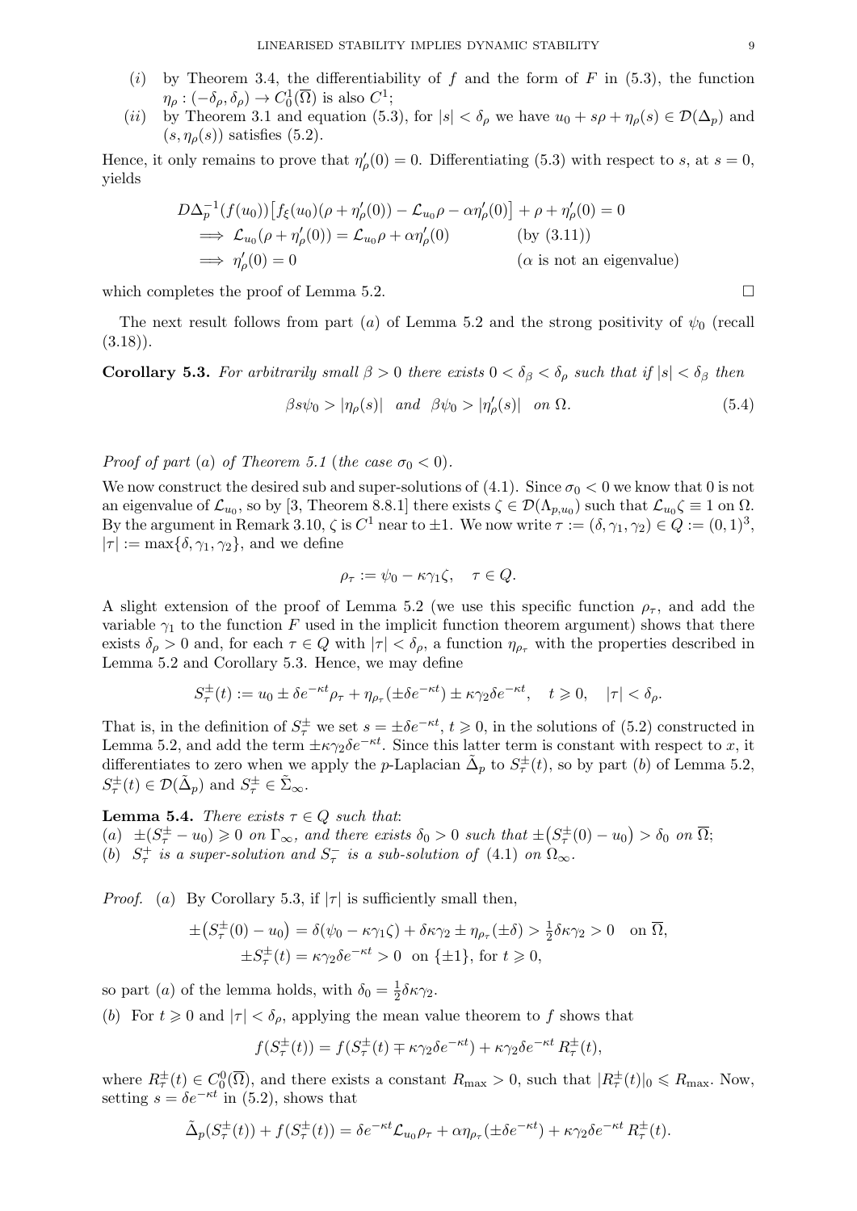(*i*) by Theorem 3.4, the differentiability of $f$ and the form of $F$ in (5.3), the function $\eta_\rho : (-\delta_\rho, \delta_\rho) \to C^1_0(\overline{\Omega})$ is also $C^1$;

(*ii*) by Theorem 3.1 and equation (5.3), for $|s| < \delta_\rho$ we have $u_0 + s\rho + \eta_\rho(s) \in \mathcal{D}(\Delta_p)$ and $(s, \eta_\rho(s))$ satisfies (5.2).

Hence, it only remains to prove that $\eta'_\rho(0) = 0$. Differentiating (5.3) with respect to $s$, at $s = 0$, yields

$$
\begin{aligned}
&D\Delta_p^{-1}(f(u_0))\big[f_\xi(u_0)(\rho + \eta'_\rho(0)) - \mathcal{L}_{u_0}\rho - \alpha\eta'_\rho(0)\big] + \rho + \eta'_\rho(0) = 0 \\
&\implies \mathcal{L}_{u_0}(\rho + \eta'_\rho(0)) = \mathcal{L}_{u_0}\rho + \alpha\eta'_\rho(0) \qquad \text{(by (3.11))} \\
&\implies \eta'_\rho(0) = 0 \qquad (\alpha \text{ is not an eigenvalue})
\end{aligned}
$$

which completes the proof of Lemma 5.2. □

The next result follows from part (*a*) of Lemma 5.2 and the strong positivity of $\psi_0$ (recall (3.18)).

**Corollary 5.3.** *For arbitrarily small $\beta > 0$ there exists $0 < \delta_\beta < \delta_\rho$ such that if $|s| < \delta_\beta$ then*

$$
\beta s\psi_0 > |\eta_\rho(s)| \quad \text{and} \quad \beta\psi_0 > |\eta'_\rho(s)| \quad \text{on } \Omega. \tag{5.4}
$$

*Proof of part (a) of Theorem 5.1 (the case $\sigma_0 < 0$).*

We now construct the desired sub and super-solutions of (4.1). Since $\sigma_0 < 0$ we know that 0 is not an eigenvalue of $\mathcal{L}_{u_0}$, so by [3, Theorem 8.8.1] there exists $\zeta \in \mathcal{D}(\Lambda_{p,u_0})$ such that $\mathcal{L}_{u_0}\zeta \equiv 1$ on $\Omega$. By the argument in Remark 3.10, $\zeta$ is $C^1$ near to $\pm1$. We now write $\tau := (\delta, \gamma_1, \gamma_2) \in Q := (0,1)^3$, $|\tau| := \max\{\delta, \gamma_1, \gamma_2\}$, and we define

$$
\rho_\tau := \psi_0 - \kappa\gamma_1\zeta, \quad \tau \in Q.
$$

A slight extension of the proof of Lemma 5.2 (we use this specific function $\rho_\tau$, and add the variable $\gamma_1$ to the function $F$ used in the implicit function theorem argument) shows that there exists $\delta_\rho > 0$ and, for each $\tau \in Q$ with $|\tau| < \delta_\rho$, a function $\eta_{\rho_\tau}$ with the properties described in Lemma 5.2 and Corollary 5.3. Hence, we may define

$$
S^\pm_\tau(t) := u_0 \pm \delta e^{-\kappa t}\rho_\tau + \eta_{\rho_\tau}(\pm\delta e^{-\kappa t}) \pm \kappa\gamma_2\delta e^{-\kappa t}, \quad t \geqslant 0, \quad |\tau| < \delta_\rho.
$$

That is, in the definition of $S^\pm_\tau$ we set $s = \pm\delta e^{-\kappa t}$, $t \geqslant 0$, in the solutions of (5.2) constructed in Lemma 5.2, and add the term $\pm\kappa\gamma_2\delta e^{-\kappa t}$. Since this latter term is constant with respect to $x$, it differentiates to zero when we apply the $p$-Laplacian $\tilde{\Delta}_p$ to $S^\pm_\tau(t)$, so by part (*b*) of Lemma 5.2, $S^\pm_\tau(t) \in \mathcal{D}(\tilde{\Delta}_p)$ and $S^\pm_\tau \in \tilde{\Sigma}_\infty$.

**Lemma 5.4.** *There exists $\tau \in Q$ such that:*
*(a) $\pm(S^\pm_\tau - u_0) \geqslant 0$ on $\Gamma_\infty$, and there exists $\delta_0 > 0$ such that $\pm\big(S^\pm_\tau(0) - u_0\big) > \delta_0$ on $\overline{\Omega}$;*
*(b) $S^+_\tau$ is a super-solution and $S^-_\tau$ is a sub-solution of (4.1) on $\Omega_\infty$.*

*Proof.* (*a*) By Corollary 5.3, if $|\tau|$ is sufficiently small then,

$$
\begin{aligned}
\pm\big(S^\pm_\tau(0) - u_0\big) = \delta(\psi_0 - \kappa\gamma_1\zeta) + \delta\kappa\gamma_2 \pm \eta_{\rho_\tau}(\pm\delta) > \tfrac{1}{2}\delta\kappa\gamma_2 > 0 \quad \text{on } \overline{\Omega}, \\
\pm S^\pm_\tau(t) = \kappa\gamma_2\delta e^{-\kappa t} > 0 \quad \text{on } \{\pm1\}, \text{ for } t \geqslant 0,
\end{aligned}
$$

so part (*a*) of the lemma holds, with $\delta_0 = \frac{1}{2}\delta\kappa\gamma_2$.

(*b*) For $t \geqslant 0$ and $|\tau| < \delta_\rho$, applying the mean value theorem to $f$ shows that

$$
f(S^\pm_\tau(t)) = f(S^\pm_\tau(t) \mp \kappa\gamma_2\delta e^{-\kappa t}) + \kappa\gamma_2\delta e^{-\kappa t}\, R^\pm_\tau(t),
$$

where $R^\pm_\tau(t) \in C^0_0(\overline{\Omega})$, and there exists a constant $R_{\max} > 0$, such that $|R^\pm_\tau(t)|_0 \leqslant R_{\max}$. Now, setting $s = \delta e^{-\kappa t}$ in (5.2), shows that

$$
\tilde{\Delta}_p(S^\pm_\tau(t)) + f(S^\pm_\tau(t)) = \delta e^{-\kappa t}\mathcal{L}_{u_0}\rho_\tau + \alpha\eta_{\rho_\tau}(\pm\delta e^{-\kappa t}) + \kappa\gamma_2\delta e^{-\kappa t}\, R^\pm_\tau(t).
$$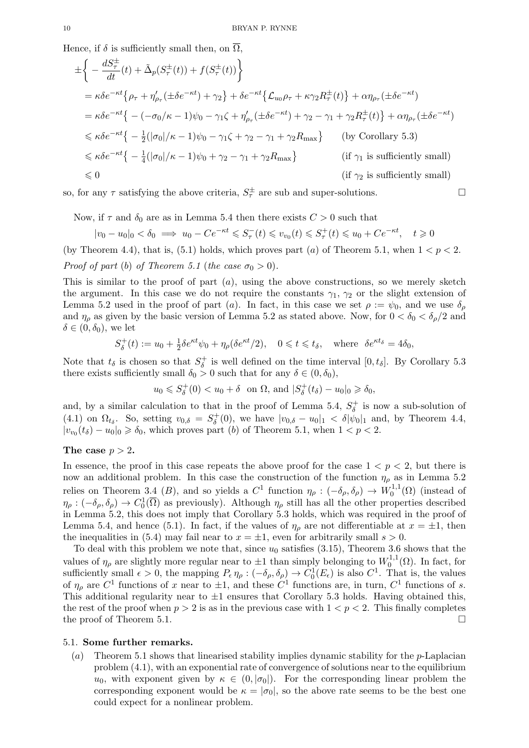Hence, if $\delta$ is sufficiently small then, on $\overline{\Omega}$,

$$
\begin{aligned}
&\pm\Big\{ -\frac{dS^\pm_\tau}{dt}(t) + \tilde{\Delta}_p(S^\pm_\tau(t)) + f(S^\pm_\tau(t)) \Big\} \\
&= \kappa\delta e^{-\kappa t}\big\{ \rho_\tau + \eta'_{\rho_\tau}(\pm\delta e^{-\kappa t}) + \gamma_2 \big\} + \delta e^{-\kappa t}\big\{ \mathcal{L}_{u_0}\rho_\tau + \kappa\gamma_2 R^\pm_\tau(t) \big\} + \alpha\eta_{\rho_\tau}(\pm\delta e^{-\kappa t}) \\
&= \kappa\delta e^{-\kappa t}\big\{ -(-\sigma_0/\kappa - 1)\psi_0 - \gamma_1\zeta + \eta'_{\rho_\tau}(\pm\delta e^{-\kappa t}) + \gamma_2 - \gamma_1 + \gamma_2 R^\pm_\tau(t) \big\} + \alpha\eta_{\rho_\tau}(\pm\delta e^{-\kappa t}) \\
&\leqslant \kappa\delta e^{-\kappa t}\big\{ -\tfrac{1}{2}(|\sigma_0|/\kappa - 1)\psi_0 - \gamma_1\zeta + \gamma_2 - \gamma_1 + \gamma_2 R_{\max} \big\} \qquad \text{(by Corollary 5.3)} \\
&\leqslant \kappa\delta e^{-\kappa t}\big\{ -\tfrac{1}{4}(|\sigma_0|/\kappa - 1)\psi_0 + \gamma_2 - \gamma_1 + \gamma_2 R_{\max} \big\} \qquad \text{(if $\gamma_1$ is sufficiently small)} \\
&\leqslant 0 \qquad \text{(if $\gamma_2$ is sufficiently small)}
\end{aligned}
$$

so, for any $\tau$ satisfying the above criteria, $S^\pm_\tau$ are sub and super-solutions. □

Now, if $\tau$ and $\delta_0$ are as in Lemma 5.4 then there exists $C > 0$ such that

$$
|v_0 - u_0|_0 < \delta_0 \implies u_0 - Ce^{-\kappa t} \leqslant S^-_\tau(t) \leqslant v_{v_0}(t) \leqslant S^+_\tau(t) \leqslant u_0 + Ce^{-\kappa t}, \quad t \geqslant 0
$$

(by Theorem 4.4), that is, (5.1) holds, which proves part $(a)$ of Theorem 5.1, when $1 < p < 2$.

*Proof of part* $(b)$ *of Theorem 5.1 (the case* $\sigma_0 > 0$*).*

This is similar to the proof of part $(a)$, using the above constructions, so we merely sketch the argument. In this case we do not require the constants $\gamma_1$, $\gamma_2$ or the slight extension of Lemma 5.2 used in the proof of part $(a)$. In fact, in this case we set $\rho := \psi_0$, and we use $\delta_\rho$ and $\eta_\rho$ as given by the basic version of Lemma 5.2 as stated above. Now, for $0 < \delta_0 < \delta_\rho/2$ and $\delta \in (0, \delta_0)$, we let

$$
S^+_\delta(t) := u_0 + \tfrac{1}{2}\delta e^{\kappa t}\psi_0 + \eta_\rho(\delta e^{\kappa t}/2), \quad 0 \leqslant t \leqslant t_\delta, \quad \text{where} \ \ \delta e^{\kappa t_\delta} = 4\delta_0,
$$

Note that $t_\delta$ is chosen so that $S^+_\delta$ is well defined on the time interval $[0, t_\delta]$. By Corollary 5.3 there exists sufficiently small $\delta_0 > 0$ such that for any $\delta \in (0, \delta_0)$,

$$
u_0 \leqslant S^+_\delta(0) < u_0 + \delta \ \text{ on } \Omega, \text{ and } |S^+_\delta(t_\delta) - u_0|_0 \geqslant \delta_0,
$$

and, by a similar calculation to that in the proof of Lemma 5.4, $S^+_\delta$ is now a sub-solution of (4.1) on $\Omega_{t_\delta}$. So, setting $v_{0,\delta} = S^+_\delta(0)$, we have $|v_{0,\delta} - u_0|_1 < \delta|\psi_0|_1$ and, by Theorem 4.4, $|v_{v_0}(t_\delta) - u_0|_0 \geqslant \delta_0$, which proves part $(b)$ of Theorem 5.1, when $1 < p < 2$.

**The case** $p > 2$**.**

In essence, the proof in this case repeats the above proof for the case $1 < p < 2$, but there is now an additional problem. In this case the construction of the function $\eta_\rho$ as in Lemma 5.2 relies on Theorem 3.4 $(B)$, and so yields a $C^1$ function $\eta_\rho : (-\delta_\rho, \delta_\rho) \to W^{1,1}_0(\Omega)$ (instead of $\eta_\rho : (-\delta_\rho, \delta_\rho) \to C^1_0(\overline{\Omega})$ as previously). Although $\eta_\rho$ still has all the other properties described in Lemma 5.2, this does not imply that Corollary 5.3 holds, which was required in the proof of Lemma 5.4, and hence (5.1). In fact, if the values of $\eta_\rho$ are not differentiable at $x = \pm 1$, then the inequalities in (5.4) may fail near to $x = \pm 1$, even for arbitrarily small $s > 0$.

To deal with this problem we note that, since $u_0$ satisfies (3.15), Theorem 3.6 shows that the values of $\eta_\rho$ are slightly more regular near to $\pm 1$ than simply belonging to $W^{1,1}_0(\Omega)$. In fact, for sufficiently small $\epsilon > 0$, the mapping $P_\epsilon\,\eta_\rho : (-\delta_\rho, \delta_\rho) \to C^1_0(E_\epsilon)$ is also $C^1$. That is, the values of $\eta_\rho$ are $C^1$ functions of $x$ near to $\pm 1$, and these $C^1$ functions are, in turn, $C^1$ functions of $s$. This additional regularity near to $\pm 1$ ensures that Corollary 5.3 holds. Having obtained this, the rest of the proof when $p > 2$ is as in the previous case with $1 < p < 2$. This finally completes the proof of Theorem 5.1. □

### 5.1. Some further remarks.

$(a)$ Theorem 5.1 shows that linearised stability implies dynamic stability for the $p$-Laplacian problem (4.1), with an exponential rate of convergence of solutions near to the equilibrium $u_0$, with exponent given by $\kappa \in (0, |\sigma_0|)$. For the corresponding linear problem the corresponding exponent would be $\kappa = |\sigma_0|$, so the above rate seems to be the best one could expect for a nonlinear problem.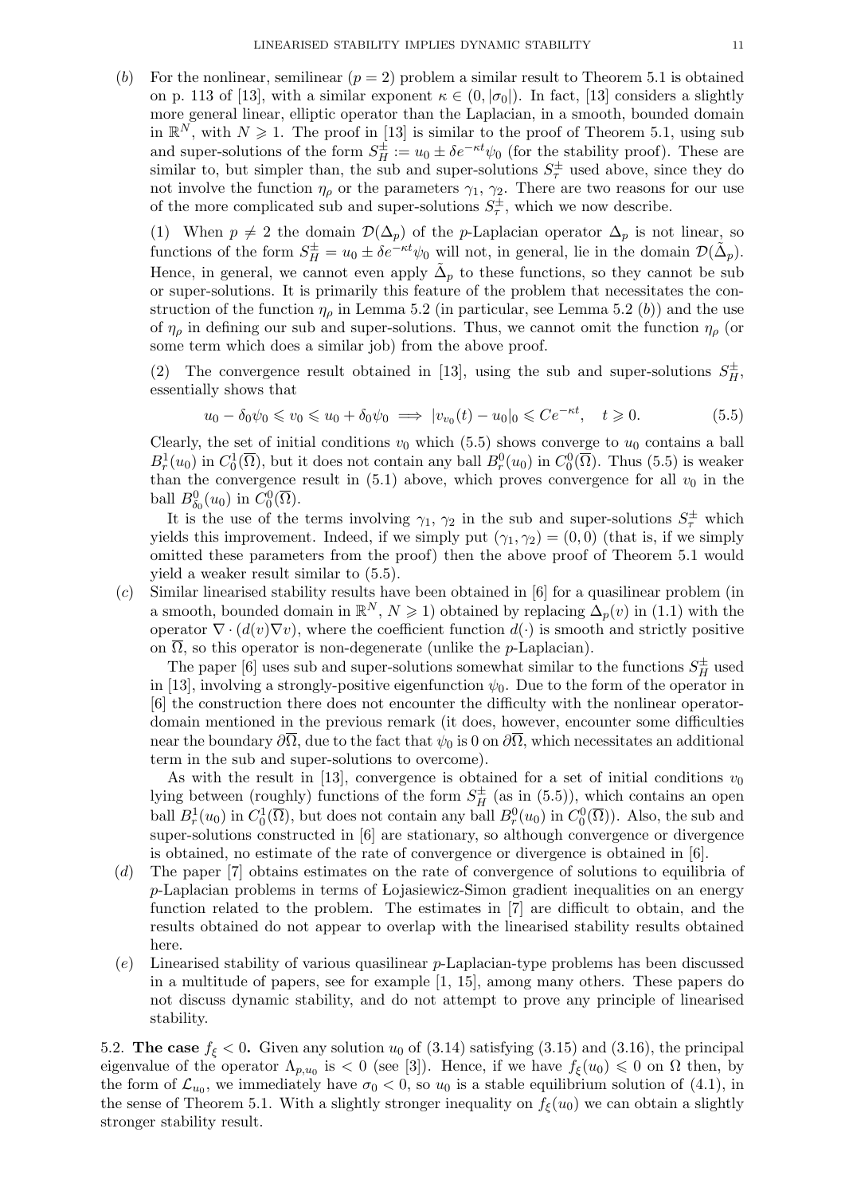(*b*) For the nonlinear, semilinear ($p = 2$) problem a similar result to Theorem 5.1 is obtained on p. 113 of [13], with a similar exponent $\kappa \in (0, |\sigma_0|)$. In fact, [13] considers a slightly more general linear, elliptic operator than the Laplacian, in a smooth, bounded domain in $\mathbb{R}^N$, with $N \geqslant 1$. The proof in [13] is similar to the proof of Theorem 5.1, using sub and super-solutions of the form $S_H^{\pm} := u_0 \pm \delta e^{-\kappa t}\psi_0$ (for the stability proof). These are similar to, but simpler than, the sub and super-solutions $S_\tau^{\pm}$ used above, since they do not involve the function $\eta_\rho$ or the parameters $\gamma_1$, $\gamma_2$. There are two reasons for our use of the more complicated sub and super-solutions $S_\tau^{\pm}$, which we now describe.

(1) When $p \neq 2$ the domain $\mathcal{D}(\Delta_p)$ of the $p$-Laplacian operator $\Delta_p$ is not linear, so functions of the form $S_H^{\pm} = u_0 \pm \delta e^{-\kappa t}\psi_0$ will not, in general, lie in the domain $\mathcal{D}(\tilde{\Delta}_p)$. Hence, in general, we cannot even apply $\tilde{\Delta}_p$ to these functions, so they cannot be sub or super-solutions. It is primarily this feature of the problem that necessitates the construction of the function $\eta_\rho$ in Lemma 5.2 (in particular, see Lemma 5.2 (*b*)) and the use of $\eta_\rho$ in defining our sub and super-solutions. Thus, we cannot omit the function $\eta_\rho$ (or some term which does a similar job) from the above proof.

(2) The convergence result obtained in [13], using the sub and super-solutions $S_H^{\pm}$, essentially shows that

$$u_0 - \delta_0\psi_0 \leqslant v_0 \leqslant u_0 + \delta_0\psi_0 \implies |v_{v_0}(t) - u_0|_0 \leqslant Ce^{-\kappa t}, \quad t \geqslant 0. \tag{5.5}$$

Clearly, the set of initial conditions $v_0$ which (5.5) shows converge to $u_0$ contains a ball $B_r^1(u_0)$ in $C_0^1(\overline{\Omega})$, but it does not contain any ball $B_r^0(u_0)$ in $C_0^0(\overline{\Omega})$. Thus (5.5) is weaker than the convergence result in (5.1) above, which proves convergence for all $v_0$ in the ball $B_{\delta_0}^0(u_0)$ in $C_0^0(\overline{\Omega})$.

It is the use of the terms involving $\gamma_1$, $\gamma_2$ in the sub and super-solutions $S_\tau^{\pm}$ which yields this improvement. Indeed, if we simply put $(\gamma_1, \gamma_2) = (0, 0)$ (that is, if we simply omitted these parameters from the proof) then the above proof of Theorem 5.1 would yield a weaker result similar to (5.5).

(*c*) Similar linearised stability results have been obtained in [6] for a quasilinear problem (in a smooth, bounded domain in $\mathbb{R}^N$, $N \geqslant 1$) obtained by replacing $\Delta_p(v)$ in (1.1) with the operator $\nabla \cdot (d(v)\nabla v)$, where the coefficient function $d(\cdot)$ is smooth and strictly positive on $\overline{\Omega}$, so this operator is non-degenerate (unlike the $p$-Laplacian).

The paper [6] uses sub and super-solutions somewhat similar to the functions $S_H^{\pm}$ used in [13], involving a strongly-positive eigenfunction $\psi_0$. Due to the form of the operator in [6] the construction there does not encounter the difficulty with the nonlinear operator-domain mentioned in the previous remark (it does, however, encounter some difficulties near the boundary $\partial\overline{\Omega}$, due to the fact that $\psi_0$ is 0 on $\partial\overline{\Omega}$, which necessitates an additional term in the sub and super-solutions to overcome).

As with the result in [13], convergence is obtained for a set of initial conditions $v_0$ lying between (roughly) functions of the form $S_H^{\pm}$ (as in (5.5)), which contains an open ball $B_r^1(u_0)$ in $C_0^1(\overline{\Omega})$, but does not contain any ball $B_r^0(u_0)$ in $C_0^0(\overline{\Omega})$). Also, the sub and super-solutions constructed in [6] are stationary, so although convergence or divergence is obtained, no estimate of the rate of convergence or divergence is obtained in [6].

(*d*) The paper [7] obtains estimates on the rate of convergence of solutions to equilibria of $p$-Laplacian problems in terms of Łojasiewicz-Simon gradient inequalities on an energy function related to the problem. The estimates in [7] are difficult to obtain, and the results obtained do not appear to overlap with the linearised stability results obtained here.

(*e*) Linearised stability of various quasilinear $p$-Laplacian-type problems has been discussed in a multitude of papers, see for example [1, 15], among many others. These papers do not discuss dynamic stability, and do not attempt to prove any principle of linearised stability.

5.2. **The case $f_\xi < 0$.** Given any solution $u_0$ of (3.14) satisfying (3.15) and (3.16), the principal eigenvalue of the operator $\Lambda_{p,u_0}$ is $< 0$ (see [3]). Hence, if we have $f_\xi(u_0) \leqslant 0$ on $\Omega$ then, by the form of $\mathcal{L}_{u_0}$, we immediately have $\sigma_0 < 0$, so $u_0$ is a stable equilibrium solution of (4.1), in the sense of Theorem 5.1. With a slightly stronger inequality on $f_\xi(u_0)$ we can obtain a slightly stronger stability result.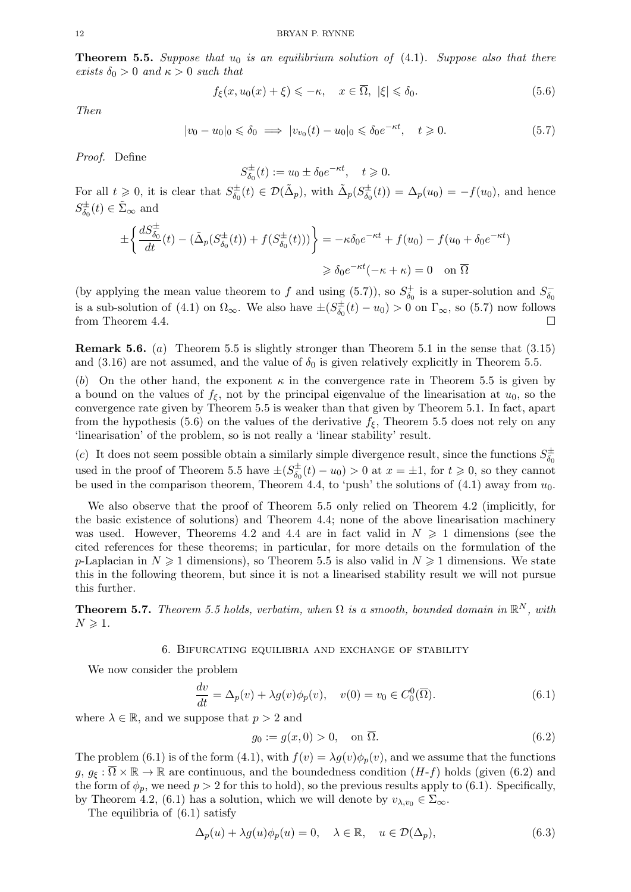**Theorem 5.5.** *Suppose that $u_0$ is an equilibrium solution of* (4.1)*. Suppose also that there exists $\delta_0 > 0$ and $\kappa > 0$ such that*

$$f_\xi(x, u_0(x) + \xi) \leqslant -\kappa, \quad x \in \overline{\Omega},\ |\xi| \leqslant \delta_0. \tag{5.6}$$

*Then*

$$|v_0 - u_0|_0 \leqslant \delta_0 \implies |v_{v_0}(t) - u_0|_0 \leqslant \delta_0 e^{-\kappa t}, \quad t \geqslant 0. \tag{5.7}$$

*Proof.* Define

$$S^{\pm}_{\delta_0}(t) := u_0 \pm \delta_0 e^{-\kappa t}, \quad t \geqslant 0.$$

For all $t \geqslant 0$, it is clear that $S^{\pm}_{\delta_0}(t) \in \mathcal{D}(\tilde{\Delta}_p)$, with $\tilde{\Delta}_p(S^{\pm}_{\delta_0}(t)) = \Delta_p(u_0) = -f(u_0)$, and hence $S^{\pm}_{\delta_0}(t) \in \tilde{\Sigma}_\infty$ and

$$\pm\left\{\frac{dS^{\pm}_{\delta_0}}{dt}(t) - (\tilde{\Delta}_p(S^{\pm}_{\delta_0}(t)) + f(S^{\pm}_{\delta_0}(t)))\right\} = -\kappa\delta_0 e^{-\kappa t} + f(u_0) - f(u_0 + \delta_0 e^{-\kappa t})$$

$$\geqslant \delta_0 e^{-\kappa t}(-\kappa + \kappa) = 0 \quad \text{on } \overline{\Omega}$$

(by applying the mean value theorem to $f$ and using (5.7)), so $S^{+}_{\delta_0}$ is a super-solution and $S^{-}_{\delta_0}$ is a sub-solution of (4.1) on $\Omega_\infty$. We also have $\pm(S^{\pm}_{\delta_0}(t) - u_0) > 0$ on $\Gamma_\infty$, so (5.7) now follows from Theorem 4.4. $\square$

**Remark 5.6.** (*a*) Theorem 5.5 is slightly stronger than Theorem 5.1 in the sense that (3.15) and (3.16) are not assumed, and the value of $\delta_0$ is given relatively explicitly in Theorem 5.5.

(*b*) On the other hand, the exponent $\kappa$ in the convergence rate in Theorem 5.5 is given by a bound on the values of $f_\xi$, not by the principal eigenvalue of the linearisation at $u_0$, so the convergence rate given by Theorem 5.5 is weaker than that given by Theorem 5.1. In fact, apart from the hypothesis (5.6) on the values of the derivative $f_\xi$, Theorem 5.5 does not rely on any 'linearisation' of the problem, so is not really a 'linear stability' result.

(*c*) It does not seem possible obtain a similarly simple divergence result, since the functions $S^{\pm}_{\delta_0}$ used in the proof of Theorem 5.5 have $\pm(S^{\pm}_{\delta_0}(t) - u_0) > 0$ at $x = \pm 1$, for $t \geqslant 0$, so they cannot be used in the comparison theorem, Theorem 4.4, to 'push' the solutions of (4.1) away from $u_0$.

We also observe that the proof of Theorem 5.5 only relied on Theorem 4.2 (implicitly, for the basic existence of solutions) and Theorem 4.4; none of the above linearisation machinery was used. However, Theorems 4.2 and 4.4 are in fact valid in $N \geqslant 1$ dimensions (see the cited references for these theorems; in particular, for more details on the formulation of the $p$-Laplacian in $N \geqslant 1$ dimensions), so Theorem 5.5 is also valid in $N \geqslant 1$ dimensions. We state this in the following theorem, but since it is not a linearised stability result we will not pursue this further.

**Theorem 5.7.** *Theorem 5.5 holds, verbatim, when $\Omega$ is a smooth, bounded domain in $\mathbb{R}^N$, with $N \geqslant 1$.*

## 6. Bifurcating equilibria and exchange of stability

We now consider the problem

$$\frac{dv}{dt} = \Delta_p(v) + \lambda g(v)\phi_p(v), \quad v(0) = v_0 \in C^0_0(\overline{\Omega}). \tag{6.1}$$

where $\lambda \in \mathbb{R}$, and we suppose that $p > 2$ and

$$g_0 := g(x, 0) > 0, \quad \text{on } \overline{\Omega}. \tag{6.2}$$

The problem (6.1) is of the form (4.1), with $f(v) = \lambda g(v)\phi_p(v)$, and we assume that the functions $g,\ g_\xi : \overline{\Omega} \times \mathbb{R} \to \mathbb{R}$ are continuous, and the boundedness condition ($H$-$f$) holds (given (6.2) and the form of $\phi_p$, we need $p > 2$ for this to hold), so the previous results apply to (6.1). Specifically, by Theorem 4.2, (6.1) has a solution, which we will denote by $v_{\lambda, v_0} \in \Sigma_\infty$.

The equilibria of (6.1) satisfy

$$\Delta_p(u) + \lambda g(u)\phi_p(u) = 0, \quad \lambda \in \mathbb{R}, \quad u \in \mathcal{D}(\Delta_p), \tag{6.3}$$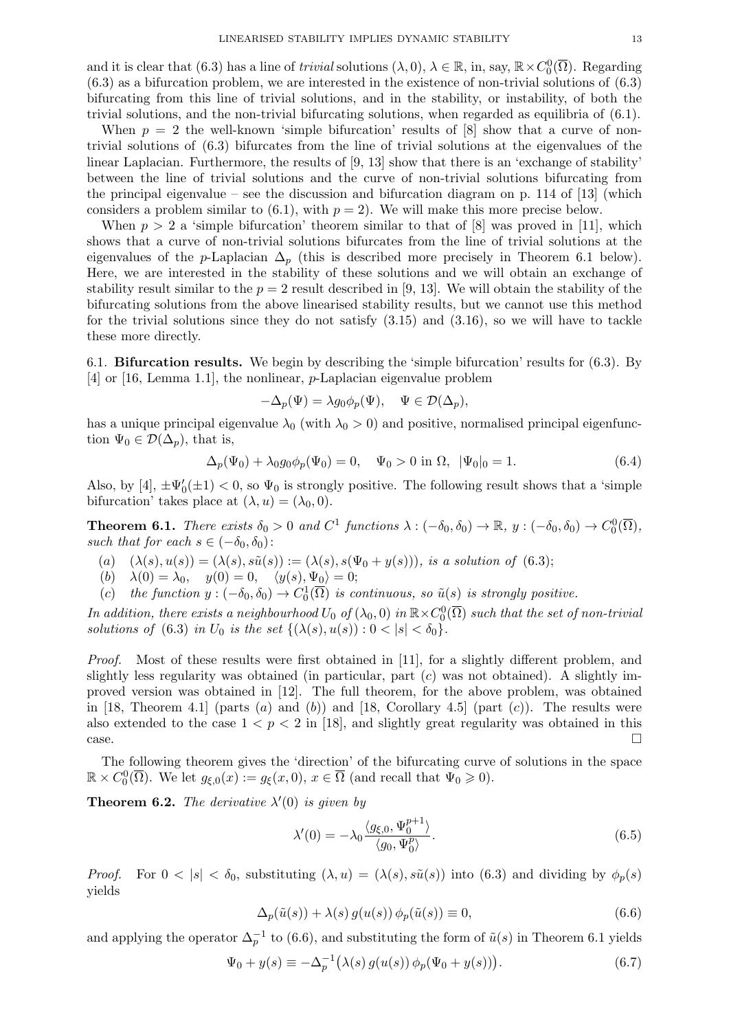and it is clear that (6.3) has a line of *trivial* solutions $(\lambda, 0)$, $\lambda \in \mathbb{R}$, in, say, $\mathbb{R} \times C_0^0(\overline{\Omega})$. Regarding (6.3) as a bifurcation problem, we are interested in the existence of non-trivial solutions of (6.3) bifurcating from this line of trivial solutions, and in the stability, or instability, of both the trivial solutions, and the non-trivial bifurcating solutions, when regarded as equilibria of (6.1).

When $p = 2$ the well-known 'simple bifurcation' results of [8] show that a curve of non-trivial solutions of (6.3) bifurcates from the line of trivial solutions at the eigenvalues of the linear Laplacian. Furthermore, the results of [9, 13] show that there is an 'exchange of stability' between the line of trivial solutions and the curve of non-trivial solutions bifurcating from the principal eigenvalue – see the discussion and bifurcation diagram on p. 114 of [13] (which considers a problem similar to (6.1), with $p = 2$). We will make this more precise below.

When $p > 2$ a 'simple bifurcation' theorem similar to that of [8] was proved in [11], which shows that a curve of non-trivial solutions bifurcates from the line of trivial solutions at the eigenvalues of the $p$-Laplacian $\Delta_p$ (this is described more precisely in Theorem 6.1 below). Here, we are interested in the stability of these solutions and we will obtain an exchange of stability result similar to the $p = 2$ result described in [9, 13]. We will obtain the stability of the bifurcating solutions from the above linearised stability results, but we cannot use this method for the trivial solutions since they do not satisfy (3.15) and (3.16), so we will have to tackle these more directly.

## 6.1. Bifurcation results.

We begin by describing the 'simple bifurcation' results for (6.3). By [4] or [16, Lemma 1.1], the nonlinear, $p$-Laplacian eigenvalue problem

$$-\Delta_p(\Psi) = \lambda g_0 \phi_p(\Psi), \quad \Psi \in \mathcal{D}(\Delta_p),$$

has a unique principal eigenvalue $\lambda_0$ (with $\lambda_0 > 0$) and positive, normalised principal eigenfunction $\Psi_0 \in \mathcal{D}(\Delta_p)$, that is,

$$\Delta_p(\Psi_0) + \lambda_0 g_0 \phi_p(\Psi_0) = 0, \quad \Psi_0 > 0 \text{ in } \Omega, \ |\Psi_0|_0 = 1. \tag{6.4}$$

Also, by [4], $\pm\Psi_0'(\pm 1) < 0$, so $\Psi_0$ is strongly positive. The following result shows that a 'simple bifurcation' takes place at $(\lambda, u) = (\lambda_0, 0)$.

**Theorem 6.1.** *There exists $\delta_0 > 0$ and $C^1$ functions $\lambda : (-\delta_0, \delta_0) \to \mathbb{R}$, $y : (-\delta_0, \delta_0) \to C_0^0(\overline{\Omega})$, such that for each $s \in (-\delta_0, \delta_0)$:*

- (*a*) $(\lambda(s), u(s)) = (\lambda(s), s\tilde{u}(s)) := (\lambda(s), s(\Psi_0 + y(s)))$, *is a solution of* (6.3);
- (*b*) $\lambda(0) = \lambda_0, \quad y(0) = 0, \quad \langle y(s), \Psi_0 \rangle = 0$;
- (*c*) *the function $y : (-\delta_0, \delta_0) \to C_0^1(\overline{\Omega})$ is continuous, so $\tilde{u}(s)$ is strongly positive.*

*In addition, there exists a neighbourhood $U_0$ of $(\lambda_0, 0)$ in $\mathbb{R} \times C_0^0(\overline{\Omega})$ such that the set of non-trivial solutions of* (6.3) *in $U_0$ is the set $\{(\lambda(s), u(s)) : 0 < |s| < \delta_0\}$.*

*Proof.* Most of these results were first obtained in [11], for a slightly different problem, and slightly less regularity was obtained (in particular, part (*c*) was not obtained). A slightly improved version was obtained in [12]. The full theorem, for the above problem, was obtained in [18, Theorem 4.1] (parts (*a*) and (*b*)) and [18, Corollary 4.5] (part (*c*)). The results were also extended to the case $1 < p < 2$ in [18], and slightly great regularity was obtained in this case. □

The following theorem gives the 'direction' of the bifurcating curve of solutions in the space $\mathbb{R} \times C_0^0(\overline{\Omega})$. We let $g_{\xi,0}(x) := g_\xi(x, 0)$, $x \in \overline{\Omega}$ (and recall that $\Psi_0 \geqslant 0$).

**Theorem 6.2.** *The derivative $\lambda'(0)$ is given by*

$$\lambda'(0) = -\lambda_0 \frac{\langle g_{\xi,0}, \Psi_0^{p+1} \rangle}{\langle g_0, \Psi_0^p \rangle}. \tag{6.5}$$

*Proof.* For $0 < |s| < \delta_0$, substituting $(\lambda, u) = (\lambda(s), s\tilde{u}(s))$ into (6.3) and dividing by $\phi_p(s)$ yields

$$\Delta_p(\tilde{u}(s)) + \lambda(s)\, g(u(s))\, \phi_p(\tilde{u}(s)) \equiv 0, \tag{6.6}$$

and applying the operator $\Delta_p^{-1}$ to (6.6), and substituting the form of $\tilde{u}(s)$ in Theorem 6.1 yields

$$\Psi_0 + y(s) \equiv -\Delta_p^{-1}\big(\lambda(s)\, g(u(s))\, \phi_p(\Psi_0 + y(s))\big). \tag{6.7}$$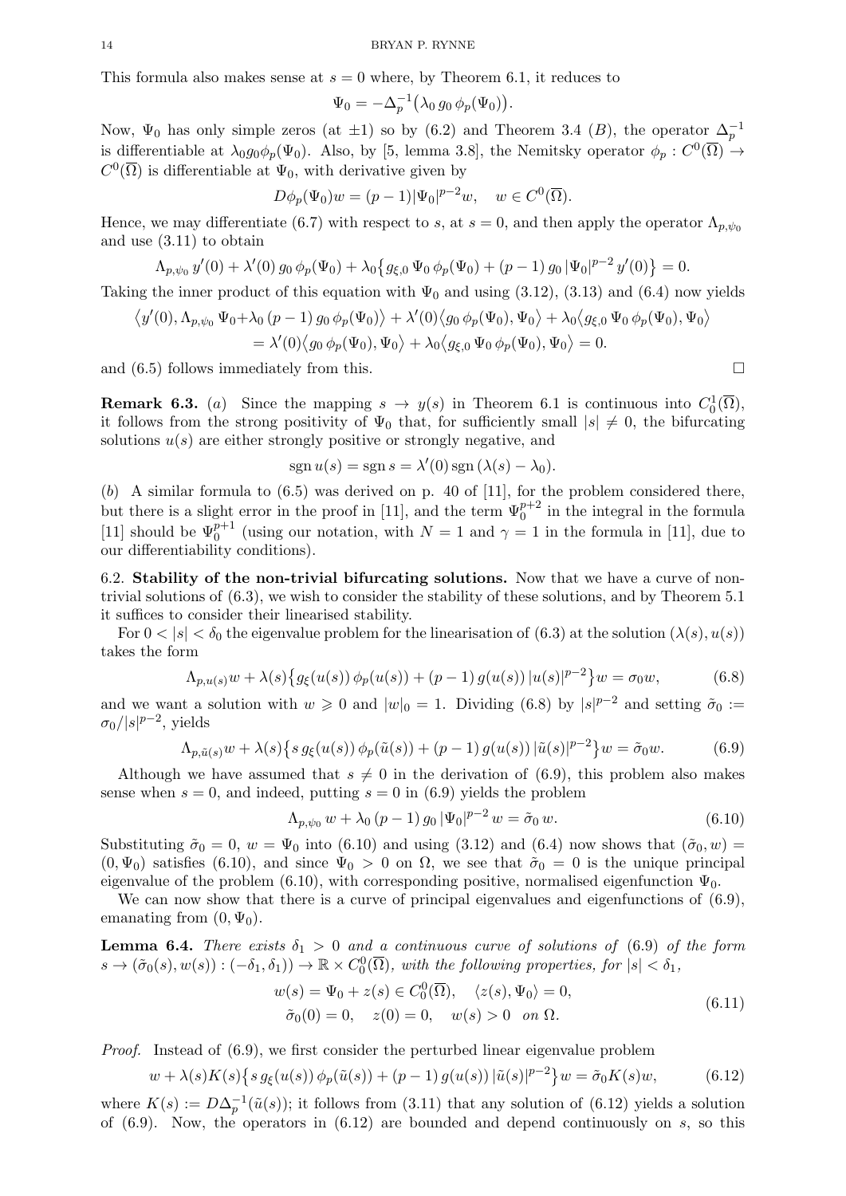This formula also makes sense at $s = 0$ where, by Theorem 6.1, it reduces to

$$\Psi_0 = -\Delta_p^{-1}\big(\lambda_0\, g_0\, \phi_p(\Psi_0)\big).$$

Now, $\Psi_0$ has only simple zeros (at $\pm 1$) so by (6.2) and Theorem 3.4 $(B)$, the operator $\Delta_p^{-1}$ is differentiable at $\lambda_0 g_0 \phi_p(\Psi_0)$. Also, by [5, lemma 3.8], the Nemitsky operator $\phi_p : C^0(\overline{\Omega}) \to C^0(\overline{\Omega})$ is differentiable at $\Psi_0$, with derivative given by

$$D\phi_p(\Psi_0)w = (p-1)|\Psi_0|^{p-2}w, \quad w \in C^0(\overline{\Omega}).$$

Hence, we may differentiate (6.7) with respect to $s$, at $s = 0$, and then apply the operator $\Lambda_{p,\psi_0}$ and use (3.11) to obtain

$$\Lambda_{p,\psi_0}\, y'(0) + \lambda'(0)\, g_0\, \phi_p(\Psi_0) + \lambda_0\big\{g_{\xi,0}\, \Psi_0\, \phi_p(\Psi_0) + (p-1)\, g_0\, |\Psi_0|^{p-2}\, y'(0)\big\} = 0.$$

Taking the inner product of this equation with $\Psi_0$ and using (3.12), (3.13) and (6.4) now yields

$$\begin{aligned}\big\langle y'(0), \Lambda_{p,\psi_0}\, \Psi_0 + \lambda_0\, (p-1)\, g_0\, \phi_p(\Psi_0)\big\rangle + \lambda'(0)\big\langle g_0\, \phi_p(\Psi_0), \Psi_0\big\rangle + \lambda_0\big\langle g_{\xi,0}\, \Psi_0\, \phi_p(\Psi_0), \Psi_0\big\rangle \\ = \lambda'(0)\big\langle g_0\, \phi_p(\Psi_0), \Psi_0\big\rangle + \lambda_0\big\langle g_{\xi,0}\, \Psi_0\, \phi_p(\Psi_0), \Psi_0\big\rangle = 0.\end{aligned}$$

and (6.5) follows immediately from this. □

**Remark 6.3.** $(a)$ Since the mapping $s \to y(s)$ in Theorem 6.1 is continuous into $C_0^1(\overline{\Omega})$, it follows from the strong positivity of $\Psi_0$ that, for sufficiently small $|s| \neq 0$, the bifurcating solutions $u(s)$ are either strongly positive or strongly negative, and

$$\operatorname{sgn} u(s) = \operatorname{sgn} s = \lambda'(0) \operatorname{sgn}(\lambda(s) - \lambda_0).$$

$(b)$ A similar formula to (6.5) was derived on p. 40 of [11], for the problem considered there, but there is a slight error in the proof in [11], and the term $\Psi_0^{p+2}$ in the integral in the formula [11] should be $\Psi_0^{p+1}$ (using our notation, with $N = 1$ and $\gamma = 1$ in the formula in [11], due to our differentiability conditions).

6.2. **Stability of the non-trivial bifurcating solutions.** Now that we have a curve of non-trivial solutions of (6.3), we wish to consider the stability of these solutions, and by Theorem 5.1 it suffices to consider their linearised stability.

For $0 < |s| < \delta_0$ the eigenvalue problem for the linearisation of (6.3) at the solution $(\lambda(s), u(s))$ takes the form

$$\Lambda_{p,u(s)} w + \lambda(s)\big\{g_\xi(u(s))\, \phi_p(u(s)) + (p-1)\, g(u(s))\, |u(s)|^{p-2}\big\}w = \sigma_0 w, \tag{6.8}$$

and we want a solution with $w \geqslant 0$ and $|w|_0 = 1$. Dividing (6.8) by $|s|^{p-2}$ and setting $\tilde{\sigma}_0 := \sigma_0/|s|^{p-2}$, yields

$$\Lambda_{p,\tilde{u}(s)} w + \lambda(s)\big\{s\, g_\xi(u(s))\, \phi_p(\tilde{u}(s)) + (p-1)\, g(u(s))\, |\tilde{u}(s)|^{p-2}\big\}w = \tilde{\sigma}_0 w. \tag{6.9}$$

Although we have assumed that $s \neq 0$ in the derivation of (6.9), this problem also makes sense when $s = 0$, and indeed, putting $s = 0$ in (6.9) yields the problem

$$\Lambda_{p,\psi_0}\, w + \lambda_0\, (p-1)\, g_0\, |\Psi_0|^{p-2}\, w = \tilde{\sigma}_0\, w. \tag{6.10}$$

Substituting $\tilde{\sigma}_0 = 0$, $w = \Psi_0$ into (6.10) and using (3.12) and (6.4) now shows that $(\tilde{\sigma}_0, w) = (0, \Psi_0)$ satisfies (6.10), and since $\Psi_0 > 0$ on $\Omega$, we see that $\tilde{\sigma}_0 = 0$ is the unique principal eigenvalue of the problem (6.10), with corresponding positive, normalised eigenfunction $\Psi_0$.

We can now show that there is a curve of principal eigenvalues and eigenfunctions of (6.9), emanating from $(0, \Psi_0)$.

**Lemma 6.4.** *There exists $\delta_1 > 0$ and a continuous curve of solutions of* (6.9) *of the form $s \to (\tilde{\sigma}_0(s), w(s)) : (-\delta_1, \delta_1)) \to \mathbb{R} \times C_0^0(\overline{\Omega})$, with the following properties, for $|s| < \delta_1$,*

$$\begin{aligned} w(s) = \Psi_0 + z(s) \in C_0^0(\overline{\Omega}), &\quad \langle z(s), \Psi_0\rangle = 0, \\ \tilde{\sigma}_0(0) = 0, \quad z(0) = 0, &\quad w(s) > 0 \quad on\ \Omega. \end{aligned} \tag{6.11}$$

*Proof.* Instead of (6.9), we first consider the perturbed linear eigenvalue problem

$$w + \lambda(s)K(s)\big\{s\, g_\xi(u(s))\, \phi_p(\tilde{u}(s)) + (p-1)\, g(u(s))\, |\tilde{u}(s)|^{p-2}\big\}w = \tilde{\sigma}_0 K(s)w, \tag{6.12}$$

where $K(s) := D\Delta_p^{-1}(\tilde{u}(s))$; it follows from (3.11) that any solution of (6.12) yields a solution of (6.9). Now, the operators in (6.12) are bounded and depend continuously on $s$, so this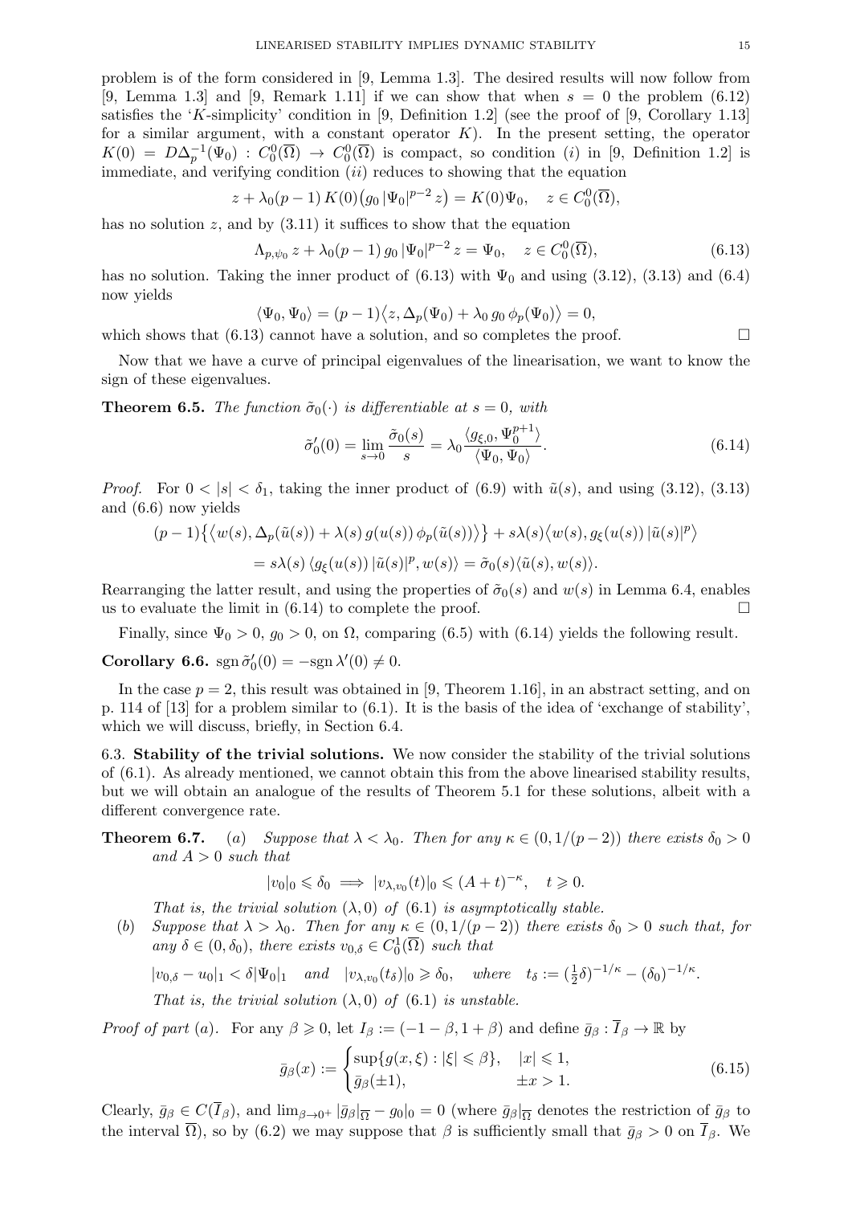problem is of the form considered in [9, Lemma 1.3]. The desired results will now follow from [9, Lemma 1.3] and [9, Remark 1.11] if we can show that when $s = 0$ the problem (6.12) satisfies the '$K$-simplicity' condition in [9, Definition 1.2] (see the proof of [9, Corollary 1.13] for a similar argument, with a constant operator $K$). In the present setting, the operator $K(0) = D\Delta_p^{-1}(\Psi_0) : C_0^0(\overline{\Omega}) \to C_0^0(\overline{\Omega})$ is compact, so condition $(i)$ in [9, Definition 1.2] is immediate, and verifying condition $(ii)$ reduces to showing that the equation

$$z + \lambda_0(p-1)\, K(0)\big(g_0\, |\Psi_0|^{p-2}\, z\big) = K(0)\Psi_0, \quad z \in C_0^0(\overline{\Omega}),$$

has no solution $z$, and by (3.11) it suffices to show that the equation

$$\Lambda_{p,\psi_0}\, z + \lambda_0(p-1)\, g_0\, |\Psi_0|^{p-2}\, z = \Psi_0, \quad z \in C_0^0(\overline{\Omega}), \tag{6.13}$$

has no solution. Taking the inner product of (6.13) with $\Psi_0$ and using (3.12), (3.13) and (6.4) now yields

$$\langle \Psi_0, \Psi_0 \rangle = (p-1)\big\langle z, \Delta_p(\Psi_0) + \lambda_0\, g_0\, \phi_p(\Psi_0) \big\rangle = 0,$$

which shows that (6.13) cannot have a solution, and so completes the proof. $\square$

Now that we have a curve of principal eigenvalues of the linearisation, we want to know the sign of these eigenvalues.

**Theorem 6.5.** *The function $\tilde{\sigma}_0(\cdot)$ is differentiable at $s = 0$, with*

$$\tilde{\sigma}_0'(0) = \lim_{s \to 0} \frac{\tilde{\sigma}_0(s)}{s} = \lambda_0 \frac{\langle g_{\xi,0}, \Psi_0^{p+1} \rangle}{\langle \Psi_0, \Psi_0 \rangle}. \tag{6.14}$$

*Proof.* For $0 < |s| < \delta_1$, taking the inner product of (6.9) with $\tilde{u}(s)$, and using (3.12), (3.13) and (6.6) now yields

$$(p-1)\big\{\big\langle w(s), \Delta_p(\tilde{u}(s)) + \lambda(s)\, g(u(s))\, \phi_p(\tilde{u}(s))\big\rangle\big\} + s\lambda(s)\big\langle w(s), g_\xi(u(s))\, |\tilde{u}(s)|^p\big\rangle$$

$$= s\lambda(s)\, \langle g_\xi(u(s))\, |\tilde{u}(s)|^p, w(s)\rangle = \tilde{\sigma}_0(s) \langle \tilde{u}(s), w(s)\rangle.$$

Rearranging the latter result, and using the properties of $\tilde{\sigma}_0(s)$ and $w(s)$ in Lemma 6.4, enables us to evaluate the limit in (6.14) to complete the proof. $\square$

Finally, since $\Psi_0 > 0$, $g_0 > 0$, on $\Omega$, comparing (6.5) with (6.14) yields the following result.

**Corollary 6.6.** $\operatorname{sgn} \tilde{\sigma}_0'(0) = -\operatorname{sgn} \lambda'(0) \neq 0$.

In the case $p = 2$, this result was obtained in [9, Theorem 1.16], in an abstract setting, and on p. 114 of [13] for a problem similar to (6.1). It is the basis of the idea of 'exchange of stability', which we will discuss, briefly, in Section 6.4.

### 6.3. Stability of the trivial solutions.

We now consider the stability of the trivial solutions of (6.1). As already mentioned, we cannot obtain this from the above linearised stability results, but we will obtain an analogue of the results of Theorem 5.1 for these solutions, albeit with a different convergence rate.

**Theorem 6.7.** (a) *Suppose that $\lambda < \lambda_0$. Then for any $\kappa \in (0, 1/(p-2))$ there exists $\delta_0 > 0$ and $A > 0$ such that*

$$|v_0|_0 \leqslant \delta_0 \implies |v_{\lambda,v_0}(t)|_0 \leqslant (A+t)^{-\kappa}, \quad t \geqslant 0.$$

*That is, the trivial solution $(\lambda, 0)$ of (6.1) is asymptotically stable.*

(b) *Suppose that $\lambda > \lambda_0$. Then for any $\kappa \in (0, 1/(p-2))$ there exists $\delta_0 > 0$ such that, for any $\delta \in (0, \delta_0)$, there exists $v_{0,\delta} \in C_0^1(\overline{\Omega})$ such that*

$$|v_{0,\delta} - u_0|_1 < \delta |\Psi_0|_1 \quad \text{and} \quad |v_{\lambda,v_0}(t_\delta)|_0 \geqslant \delta_0, \quad \text{where} \quad t_\delta := (\tfrac{1}{2}\delta)^{-1/\kappa} - (\delta_0)^{-1/\kappa}.$$

*That is, the trivial solution $(\lambda, 0)$ of (6.1) is unstable.*

*Proof of part (a).* For any $\beta \geqslant 0$, let $I_\beta := (-1-\beta, 1+\beta)$ and define $\bar{g}_\beta : \overline{I}_\beta \to \mathbb{R}$ by

$$\bar{g}_\beta(x) := \begin{cases} \sup\{g(x,\xi) : |\xi| \leqslant \beta\}, & |x| \leqslant 1, \\ \bar{g}_\beta(\pm 1), & \pm x > 1. \end{cases} \tag{6.15}$$

Clearly, $\bar{g}_\beta \in C(\overline{I}_\beta)$, and $\lim_{\beta \to 0^+} |\bar{g}_\beta|_{\overline{\Omega}} - g_0|_0 = 0$ (where $\bar{g}_\beta|_{\overline{\Omega}}$ denotes the restriction of $\bar{g}_\beta$ to the interval $\overline{\Omega}$), so by (6.2) we may suppose that $\beta$ is sufficiently small that $\bar{g}_\beta > 0$ on $\overline{I}_\beta$. We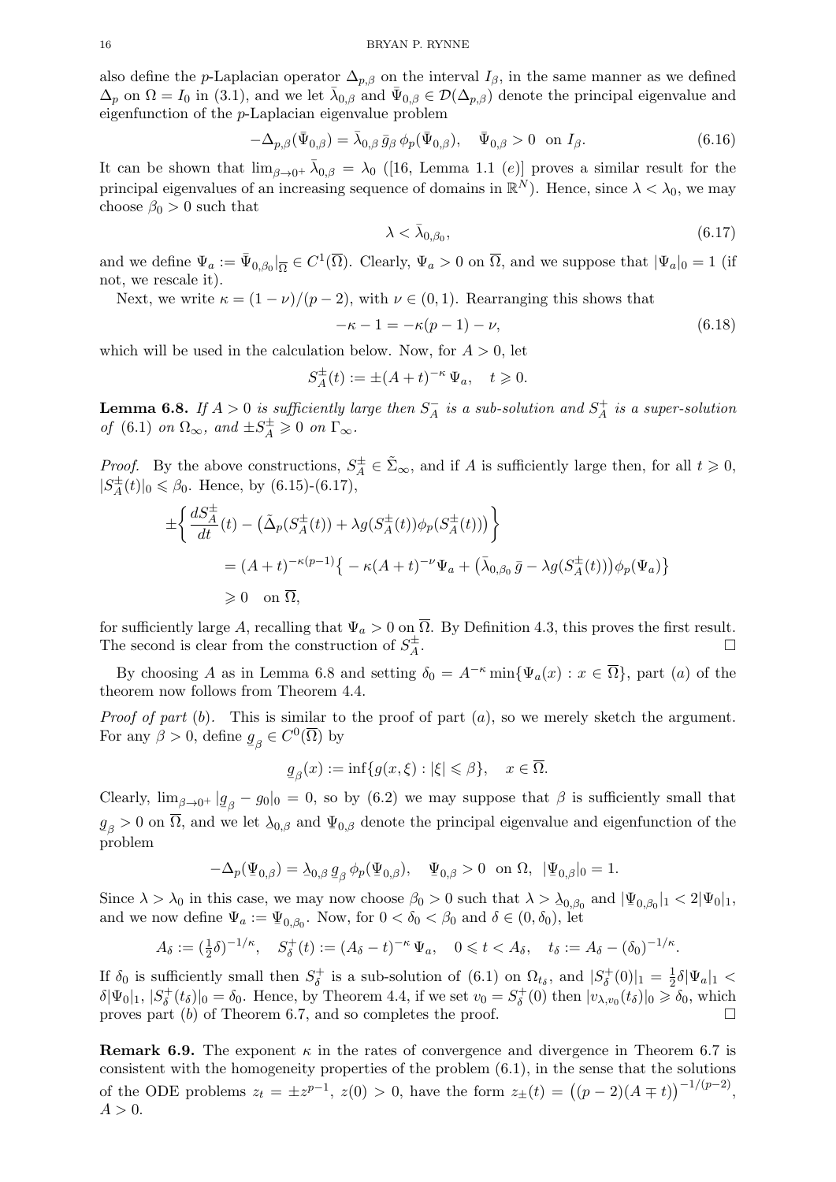also define the $p$-Laplacian operator $\Delta_{p,\beta}$ on the interval $I_\beta$, in the same manner as we defined $\Delta_p$ on $\Omega = I_0$ in (3.1), and we let $\bar\lambda_{0,\beta}$ and $\bar\Psi_{0,\beta} \in \mathcal{D}(\Delta_{p,\beta})$ denote the principal eigenvalue and eigenfunction of the $p$-Laplacian eigenvalue problem

$$-\Delta_{p,\beta}(\bar\Psi_{0,\beta}) = \bar\lambda_{0,\beta}\, \bar g_\beta\, \phi_p(\bar\Psi_{0,\beta}), \quad \bar\Psi_{0,\beta} > 0 \text{ on } I_\beta. \tag{6.16}$$

It can be shown that $\lim_{\beta\to 0^+} \bar\lambda_{0,\beta} = \lambda_0$ ([16, Lemma 1.1 (e)] proves a similar result for the principal eigenvalues of an increasing sequence of domains in $\mathbb{R}^N$). Hence, since $\lambda < \lambda_0$, we may choose $\beta_0 > 0$ such that

$$\lambda < \bar\lambda_{0,\beta_0}, \tag{6.17}$$

and we define $\Psi_a := \bar\Psi_{0,\beta_0}|_{\overline\Omega} \in C^1(\overline\Omega)$. Clearly, $\Psi_a > 0$ on $\overline\Omega$, and we suppose that $|\Psi_a|_0 = 1$ (if not, we rescale it).

Next, we write $\kappa = (1-\nu)/(p-2)$, with $\nu \in (0,1)$. Rearranging this shows that

$$-\kappa - 1 = -\kappa(p-1) - \nu, \tag{6.18}$$

which will be used in the calculation below. Now, for $A > 0$, let

$$S^\pm_A(t) := \pm(A+t)^{-\kappa}\,\Psi_a, \quad t \geqslant 0.$$

**Lemma 6.8.** *If $A > 0$ is sufficiently large then $S^-_A$ is a sub-solution and $S^+_A$ is a super-solution of* (6.1) *on $\Omega_\infty$, and $\pm S^\pm_A \geqslant 0$ on $\Gamma_\infty$.*

*Proof.* By the above constructions, $S^\pm_A \in \tilde\Sigma_\infty$, and if $A$ is sufficiently large then, for all $t \geqslant 0$, $|S^\pm_A(t)|_0 \leqslant \beta_0$. Hence, by (6.15)-(6.17),

$$\begin{aligned}
\pm\Big\{ \frac{dS^\pm_A}{dt}(t) - \big(\tilde\Delta_p(S^\pm_A(t)) + \lambda g(S^\pm_A(t))\phi_p(S^\pm_A(t))\big)\Big\} \\
&= (A+t)^{-\kappa(p-1)}\big\{ -\kappa(A+t)^{-\nu}\Psi_a + \big(\bar\lambda_{0,\beta_0}\,\bar g - \lambda g(S^\pm_A(t))\big)\phi_p(\Psi_a)\big\} \\
&\geqslant 0 \quad \text{on } \overline\Omega,
\end{aligned}$$

for sufficiently large $A$, recalling that $\Psi_a > 0$ on $\overline\Omega$. By Definition 4.3, this proves the first result. The second is clear from the construction of $S^\pm_A$. □

By choosing $A$ as in Lemma 6.8 and setting $\delta_0 = A^{-\kappa}\min\{\Psi_a(x) : x \in \overline\Omega\}$, part $(a)$ of the theorem now follows from Theorem 4.4.

*Proof of part* $(b)$. This is similar to the proof of part $(a)$, so we merely sketch the argument. For any $\beta > 0$, define $\underline{g}_\beta \in C^0(\overline\Omega)$ by

$$\underline{g}_\beta(x) := \inf\{g(x,\xi) : |\xi| \leqslant \beta\}, \quad x \in \overline\Omega.$$

Clearly, $\lim_{\beta\to 0^+} |\underline{g}_\beta - g_0|_0 = 0$, so by (6.2) we may suppose that $\beta$ is sufficiently small that $\underline{g}_\beta > 0$ on $\overline\Omega$, and we let $\underline{\lambda}_{0,\beta}$ and $\underline{\Psi}_{0,\beta}$ denote the principal eigenvalue and eigenfunction of the problem

$$-\Delta_p(\underline\Psi_{0,\beta}) = \underline\lambda_{0,\beta}\,\underline g_\beta\,\phi_p(\underline\Psi_{0,\beta}), \quad \underline\Psi_{0,\beta} > 0 \text{ on } \Omega, \ |\underline\Psi_{0,\beta}|_0 = 1.$$

Since $\lambda > \lambda_0$ in this case, we may now choose $\beta_0 > 0$ such that $\lambda > \underline\lambda_{0,\beta_0}$ and $|\underline\Psi_{0,\beta_0}|_1 < 2|\Psi_0|_1$, and we now define $\Psi_a := \underline\Psi_{0,\beta_0}$. Now, for $0 < \delta_0 < \beta_0$ and $\delta \in (0,\delta_0)$, let

$$A_\delta := (\tfrac12\delta)^{-1/\kappa}, \quad S^+_\delta(t) := (A_\delta - t)^{-\kappa}\,\Psi_a, \quad 0 \leqslant t < A_\delta, \quad t_\delta := A_\delta - (\delta_0)^{-1/\kappa}.$$

If $\delta_0$ is sufficiently small then $S^+_\delta$ is a sub-solution of (6.1) on $\Omega_{t_\delta}$, and $|S^+_\delta(0)|_1 = \frac12\delta|\Psi_a|_1 < \delta|\Psi_0|_1$, $|S^+_\delta(t_\delta)|_0 = \delta_0$. Hence, by Theorem 4.4, if we set $v_0 = S^+_\delta(0)$ then $|v_{\lambda,v_0}(t_\delta)|_0 \geqslant \delta_0$, which proves part $(b)$ of Theorem 6.7, and so completes the proof. □

**Remark 6.9.** The exponent $\kappa$ in the rates of convergence and divergence in Theorem 6.7 is consistent with the homogeneity properties of the problem (6.1), in the sense that the solutions of the ODE problems $z_t = \pm z^{p-1}$, $z(0) > 0$, have the form $z_\pm(t) = \big((p-2)(A \mp t)\big)^{-1/(p-2)}$, $A > 0$.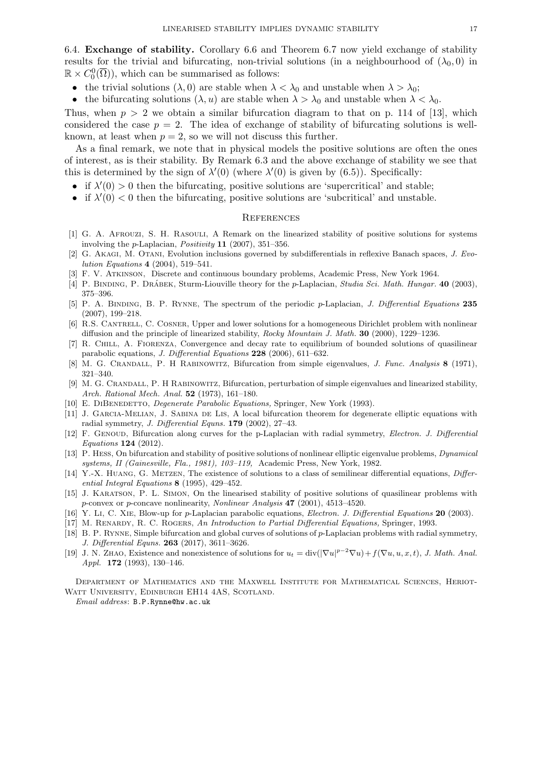**6.4. Exchange of stability.** Corollary 6.6 and Theorem 6.7 now yield exchange of stability results for the trivial and bifurcating, non-trivial solutions (in a neighbourhood of $(\lambda_0, 0)$ in $\mathbb{R} \times C_0^0(\overline{\Omega})$), which can be summarised as follows:

- the trivial solutions $(\lambda, 0)$ are stable when $\lambda < \lambda_0$ and unstable when $\lambda > \lambda_0$;
- the bifurcating solutions $(\lambda, u)$ are stable when $\lambda > \lambda_0$ and unstable when $\lambda < \lambda_0$.

Thus, when $p > 2$ we obtain a similar bifurcation diagram to that on p. 114 of [13], which considered the case $p = 2$. The idea of exchange of stability of bifurcating solutions is well-known, at least when $p = 2$, so we will not discuss this further.

As a final remark, we note that in physical models the positive solutions are often the ones of interest, as is their stability. By Remark 6.3 and the above exchange of stability we see that this is determined by the sign of $\lambda'(0)$ (where $\lambda'(0)$ is given by (6.5)). Specifically:

- if $\lambda'(0) > 0$ then the bifurcating, positive solutions are 'supercritical' and stable;
- if $\lambda'(0) < 0$ then the bifurcating, positive solutions are 'subcritical' and unstable.

## References

[1] G. A. Afrouzi, S. H. Rasouli, A Remark on the linearized stability of positive solutions for systems involving the $p$-Laplacian, *Positivity* **11** (2007), 351–356.

[2] G. Akagi, M. Otani, Evolution inclusions governed by subdifferentials in reflexive Banach spaces, *J. Evolution Equations* **4** (2004), 519–541.

[3] F. V. Atkinson, Discrete and continuous boundary problems, Academic Press, New York 1964.

[4] P. Binding, P. Drábek, Sturm-Liouville theory for the $p$-Laplacian, *Studia Sci. Math. Hungar.* **40** (2003), 375–396.

[5] P. A. Binding, B. P. Rynne, The spectrum of the periodic $p$-Laplacian, *J. Differential Equations* **235** (2007), 199–218.

[6] R.S. Cantrell, C. Cosner, Upper and lower solutions for a homogeneous Dirichlet problem with nonlinear diffusion and the principle of linearized stability, *Rocky Mountain J. Math.* **30** (2000), 1229–1236.

[7] R. Chill, A. Fiorenza, Convergence and decay rate to equilibrium of bounded solutions of quasilinear parabolic equations, *J. Differential Equations* **228** (2006), 611–632.

[8] M. G. Crandall, P. H Rabinowitz, Bifurcation from simple eigenvalues, *J. Func. Analysis* **8** (1971), 321–340.

[9] M. G. Crandall, P. H Rabinowitz, Bifurcation, perturbation of simple eigenvalues and linearized stability, *Arch. Rational Mech. Anal.* **52** (1973), 161–180.

[10] E. DiBenedetto, *Degenerate Parabolic Equations,* Springer, New York (1993).

[11] J. Garcia-Melian, J. Sabina de Lis, A local bifurcation theorem for degenerate elliptic equations with radial symmetry, *J. Differential Equns.* **179** (2002), 27–43.

[12] F. Genoud, Bifurcation along curves for the p-Laplacian with radial symmetry, *Electron. J. Differential Equations* **124** (2012).

[13] P. Hess, On bifurcation and stability of positive solutions of nonlinear elliptic eigenvalue problems, *Dynamical systems, II (Gainesville, Fla., 1981), 103–119,* Academic Press, New York, 1982.

[14] Y.-X. Huang, G. Metzen, The existence of solutions to a class of semilinear differential equations, *Differential Integral Equations* **8** (1995), 429–452.

[15] J. Karatson, P. L. Simon, On the linearised stability of positive solutions of quasilinear problems with $p$-convex or $p$-concave nonlinearity, *Nonlinear Analysis* **47** (2001), 4513–4520.

[16] Y. Li, C. Xie, Blow-up for $p$-Laplacian parabolic equations, *Electron. J. Differential Equations* **20** (2003).

[17] M. Renardy, R. C. Rogers, *An Introduction to Partial Differential Equations,* Springer, 1993.

[18] B. P. Rynne, Simple bifurcation and global curves of solutions of $p$-Laplacian problems with radial symmetry, *J. Differential Equns.* **263** (2017), 3611–3626.

[19] J. N. Zhao, Existence and nonexistence of solutions for $u_t = \operatorname{div}(|\nabla u|^{p-2}\nabla u) + f(\nabla u, u, x, t)$, *J. Math. Anal. Appl.* **172** (1993), 130–146.

Department of Mathematics and the Maxwell Institute for Mathematical Sciences, Heriot-Watt University, Edinburgh EH14 4AS, Scotland.

*Email address*: B.P.Rynne@hw.ac.uk